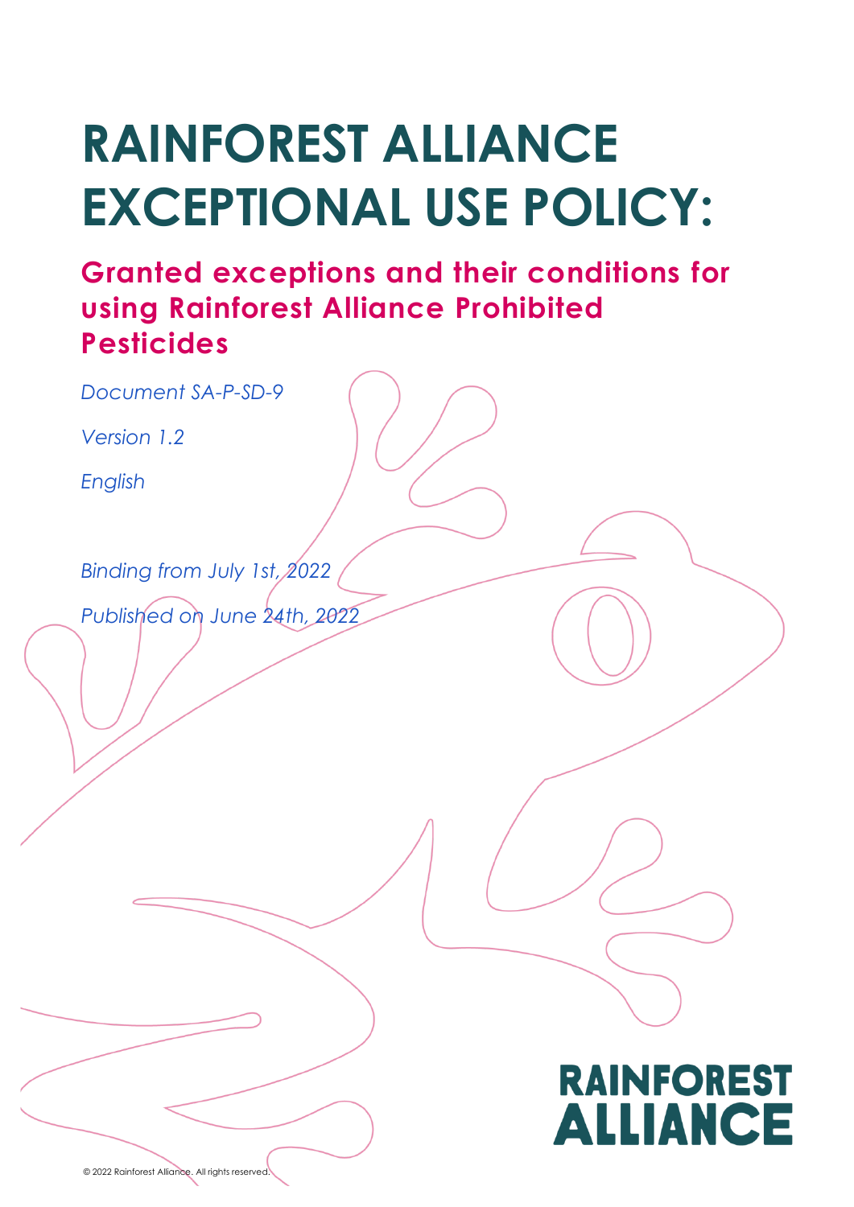# RAINFOREST ALLIANCE EXCEPTIONAL USE POLICY:

## Granted exceptions and their conditions for using Rainforest Alliance Prohibited Pesticides

*Document SA-P-SD-9*

*Version 1.2*

*English*

*Binding from July 1st, 2022*

*Published on June 24th, 2022*

RAINFOREST ALLIANCE

© 2022 Rainforest Alliance. All rights reserved.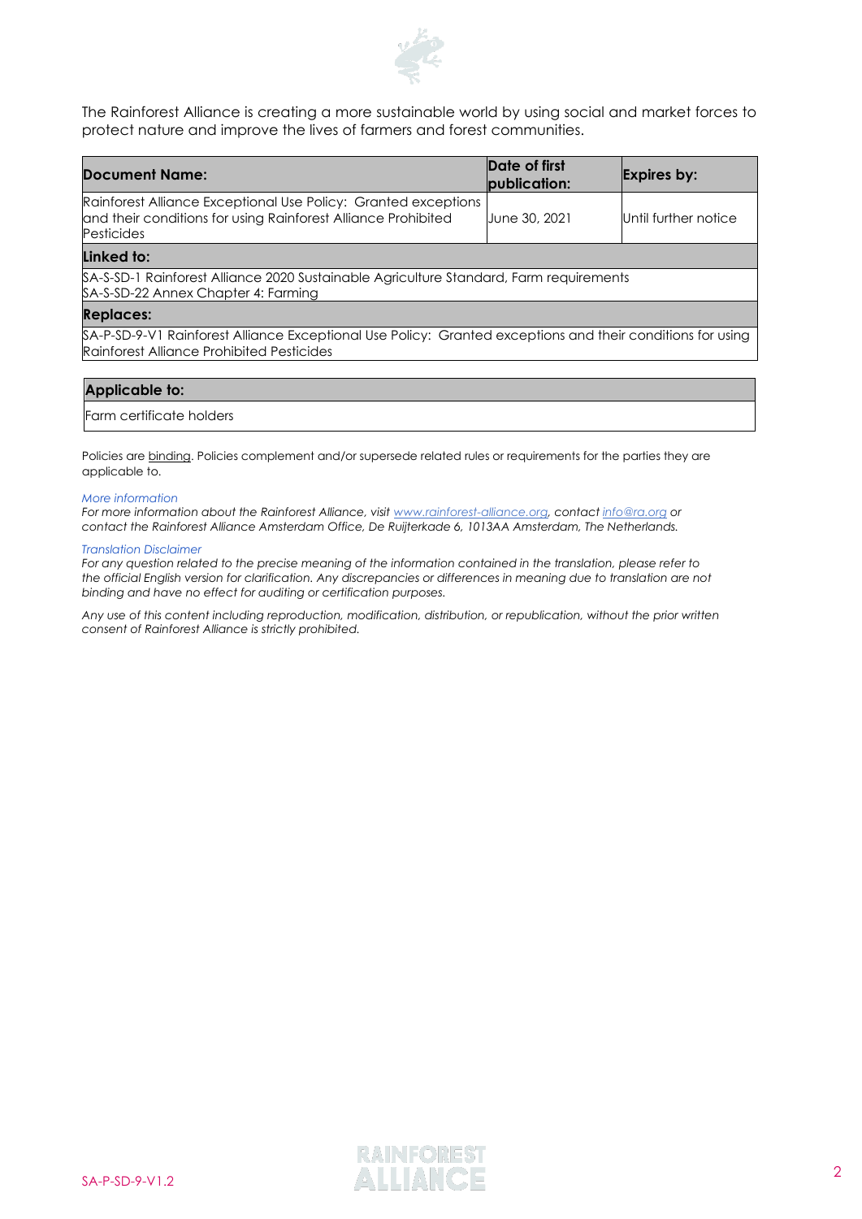The Rainforest Alliance is creating a more sustainable world by using social and market forces to protect nature and improve the lives of farmers and forest communities.

| **Document Name:** | **Date of first publication:** | **Expires by:** |
|---|---|---|
| Rainforest Alliance Exceptional Use Policy: Granted exceptions and their conditions for using Rainforest Alliance Prohibited Pesticides | June 30, 2021 | Until further notice |
| **Linked to:** | | |
| SA-S-SD-1 Rainforest Alliance 2020 Sustainable Agriculture Standard, Farm requirements<br>SA-S-SD-22 Annex Chapter 4: Farming | | |
| **Replaces:** | | |
| SA-P-SD-9-V1 Rainforest Alliance Exceptional Use Policy: Granted exceptions and their conditions for using Rainforest Alliance Prohibited Pesticides | | |

| **Applicable to:** |
|---|
| Farm certificate holders |

Policies are binding. Policies complement and/or supersede related rules or requirements for the parties they are applicable to.

*More information*

*For more information about the Rainforest Alliance, visit www.rainforest-alliance.org, contact info@ra.org or contact the Rainforest Alliance Amsterdam Office, De Ruijterkade 6, 1013AA Amsterdam, The Netherlands.*

*Translation Disclaimer*

*For any question related to the precise meaning of the information contained in the translation, please refer to the official English version for clarification. Any discrepancies or differences in meaning due to translation are not binding and have no effect for auditing or certification purposes.*

*Any use of this content including reproduction, modification, distribution, or republication, without the prior written consent of Rainforest Alliance is strictly prohibited.*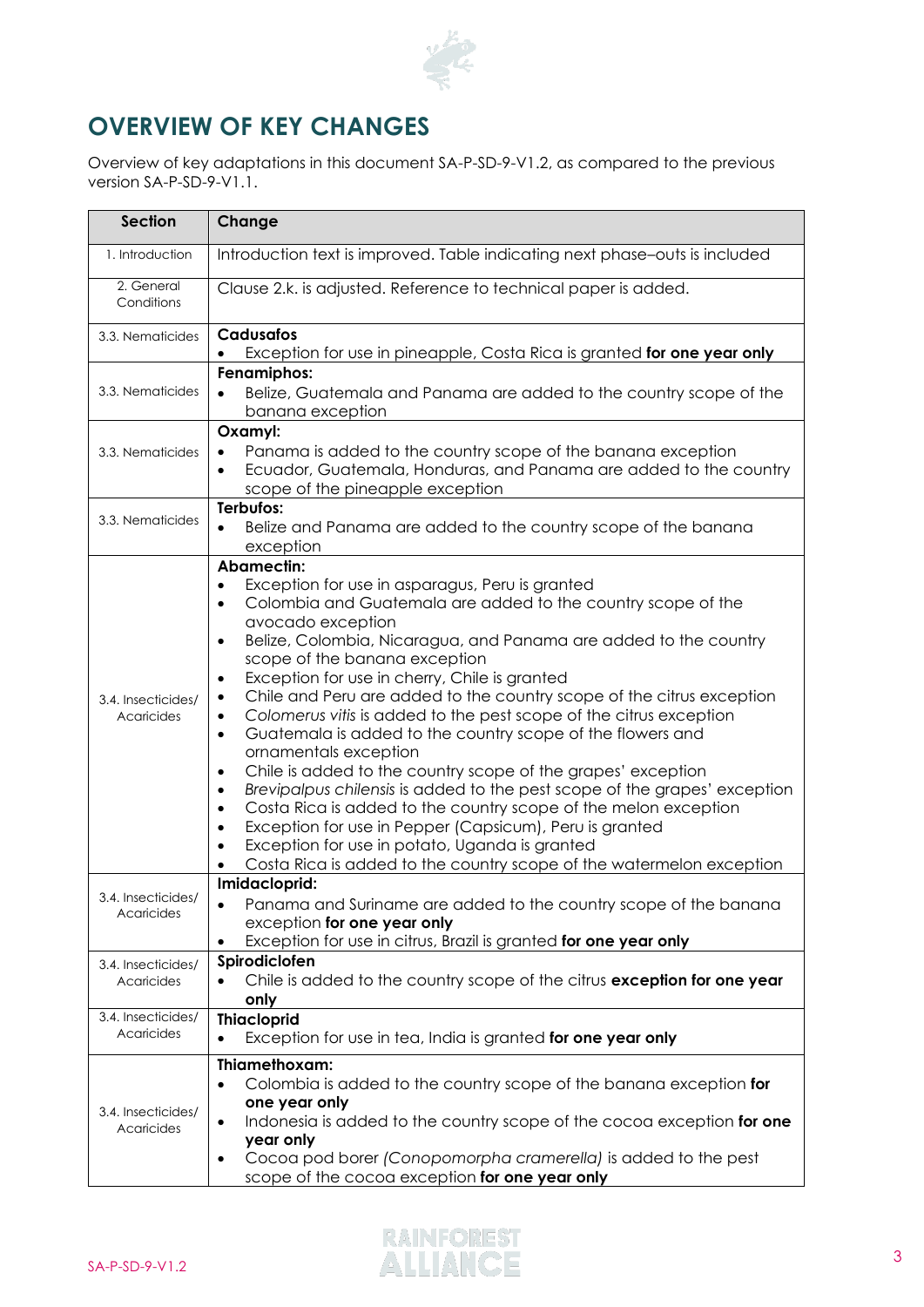## OVERVIEW OF KEY CHANGES

Overview of key adaptations in this document SA-P-SD-9-V1.2, as compared to the previous version SA-P-SD-9-V1.1.

| Section | Change |
|---|---|
| 1. Introduction | Introduction text is improved. Table indicating next phase–outs is included |
| 2. General Conditions | Clause 2.k. is adjusted. Reference to technical paper is added. |
| 3.3. Nematicides | **Cadusafos**<br>• Exception for use in pineapple, Costa Rica is granted **for one year only** |
| 3.3. Nematicides | **Fenamiphos:**<br>• Belize, Guatemala and Panama are added to the country scope of the banana exception |
| 3.3. Nematicides | **Oxamyl:**<br>• Panama is added to the country scope of the banana exception<br>• Ecuador, Guatemala, Honduras, and Panama are added to the country scope of the pineapple exception |
| 3.3. Nematicides | **Terbufos:**<br>• Belize and Panama are added to the country scope of the banana exception |
| 3.4. Insecticides/ Acaricides | **Abamectin:**<br>• Exception for use in asparagus, Peru is granted<br>• Colombia and Guatemala are added to the country scope of the avocado exception<br>• Belize, Colombia, Nicaragua, and Panama are added to the country scope of the banana exception<br>• Exception for use in cherry, Chile is granted<br>• Chile and Peru are added to the country scope of the citrus exception<br>• *Colomerus vitis* is added to the pest scope of the citrus exception<br>• Guatemala is added to the country scope of the flowers and ornamentals exception<br>• Chile is added to the country scope of the grapes' exception<br>• *Brevipalpus chilensis* is added to the pest scope of the grapes' exception<br>• Costa Rica is added to the country scope of the melon exception<br>• Exception for use in Pepper (Capsicum), Peru is granted<br>• Exception for use in potato, Uganda is granted<br>• Costa Rica is added to the country scope of the watermelon exception |
| 3.4. Insecticides/ Acaricides | **Imidacloprid:**<br>• Panama and Suriname are added to the country scope of the banana exception **for one year only**<br>• Exception for use in citrus, Brazil is granted **for one year only** |
| 3.4. Insecticides/ Acaricides | **Spirodiclofen**<br>• Chile is added to the country scope of the citrus **exception for one year only** |
| 3.4. Insecticides/ Acaricides | **Thiacloprid**<br>• Exception for use in tea, India is granted **for one year only** |
| 3.4. Insecticides/ Acaricides | **Thiamethoxam:**<br>• Colombia is added to the country scope of the banana exception **for one year only**<br>• Indonesia is added to the country scope of the cocoa exception **for one year only**<br>• Cocoa pod borer *(Conopomorpha cramerella)* is added to the pest scope of the cocoa exception **for one year only** |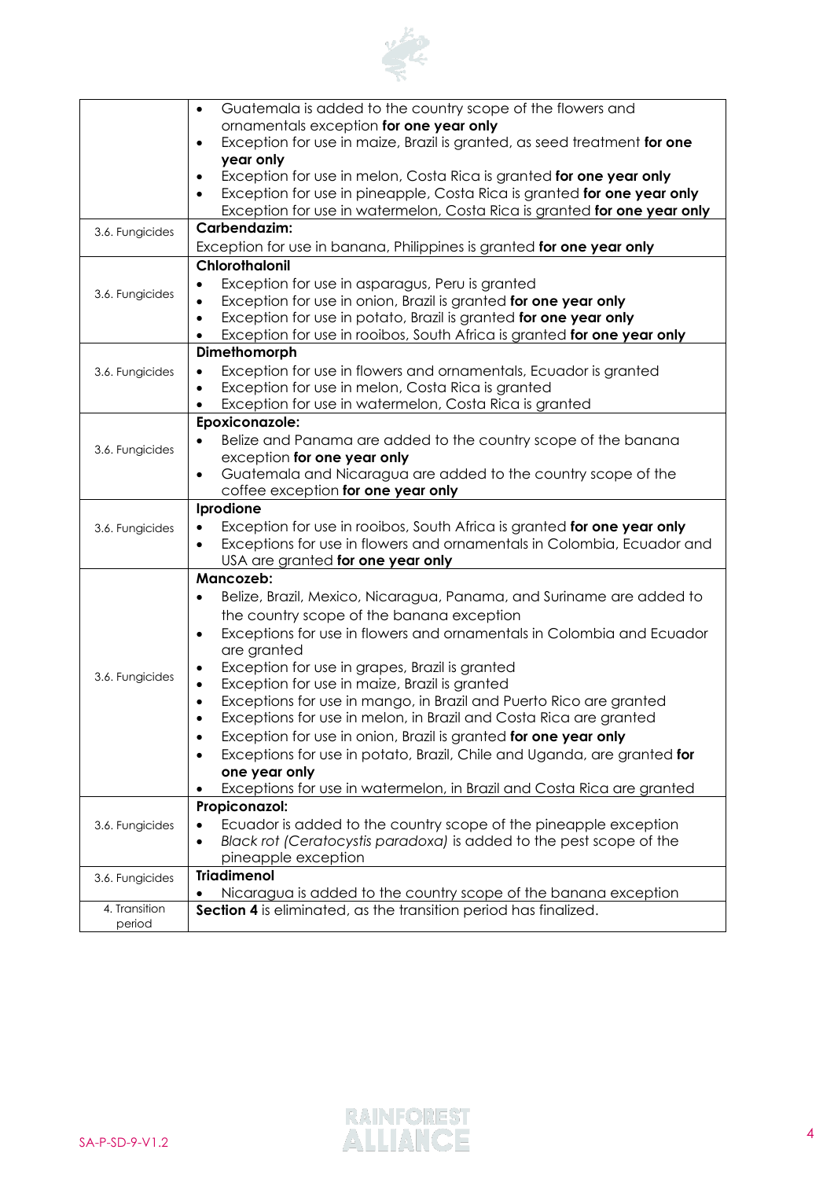| | |
|---|---|
| | • Guatemala is added to the country scope of the flowers and ornamentals exception **for one year only**<br>• Exception for use in maize, Brazil is granted, as seed treatment **for one year only**<br>• Exception for use in melon, Costa Rica is granted **for one year only**<br>• Exception for use in pineapple, Costa Rica is granted **for one year only**<br>Exception for use in watermelon, Costa Rica is granted **for one year only** |
| 3.6. Fungicides | **Carbendazim:**<br>Exception for use in banana, Philippines is granted **for one year only** |
| 3.6. Fungicides | **Chlorothalonil**<br>• Exception for use in asparagus, Peru is granted<br>• Exception for use in onion, Brazil is granted **for one year only**<br>• Exception for use in potato, Brazil is granted **for one year only**<br>• Exception for use in rooibos, South Africa is granted **for one year only** |
| 3.6. Fungicides | **Dimethomorph**<br>• Exception for use in flowers and ornamentals, Ecuador is granted<br>• Exception for use in melon, Costa Rica is granted<br>• Exception for use in watermelon, Costa Rica is granted |
| 3.6. Fungicides | **Epoxiconazole:**<br>• Belize and Panama are added to the country scope of the banana exception **for one year only**<br>• Guatemala and Nicaragua are added to the country scope of the coffee exception **for one year only** |
| 3.6. Fungicides | **Iprodione**<br>• Exception for use in rooibos, South Africa is granted **for one year only**<br>• Exceptions for use in flowers and ornamentals in Colombia, Ecuador and USA are granted **for one year only** |
| 3.6. Fungicides | **Mancozeb:**<br>• Belize, Brazil, Mexico, Nicaragua, Panama, and Suriname are added to the country scope of the banana exception<br>• Exceptions for use in flowers and ornamentals in Colombia and Ecuador are granted<br>• Exception for use in grapes, Brazil is granted<br>• Exception for use in maize, Brazil is granted<br>• Exceptions for use in mango, in Brazil and Puerto Rico are granted<br>• Exceptions for use in melon, in Brazil and Costa Rica are granted<br>• Exception for use in onion, Brazil is granted **for one year only**<br>• Exceptions for use in potato, Brazil, Chile and Uganda, are granted **for one year only**<br>• Exceptions for use in watermelon, in Brazil and Costa Rica are granted |
| 3.6. Fungicides | **Propiconazol:**<br>• Ecuador is added to the country scope of the pineapple exception<br>• *Black rot (Ceratocystis paradoxa)* is added to the pest scope of the pineapple exception |
| 3.6. Fungicides | **Triadimenol**<br>• Nicaragua is added to the country scope of the banana exception |
| 4. Transition period | **Section 4** is eliminated, as the transition period has finalized. |

SA-P-SD-9-V1.2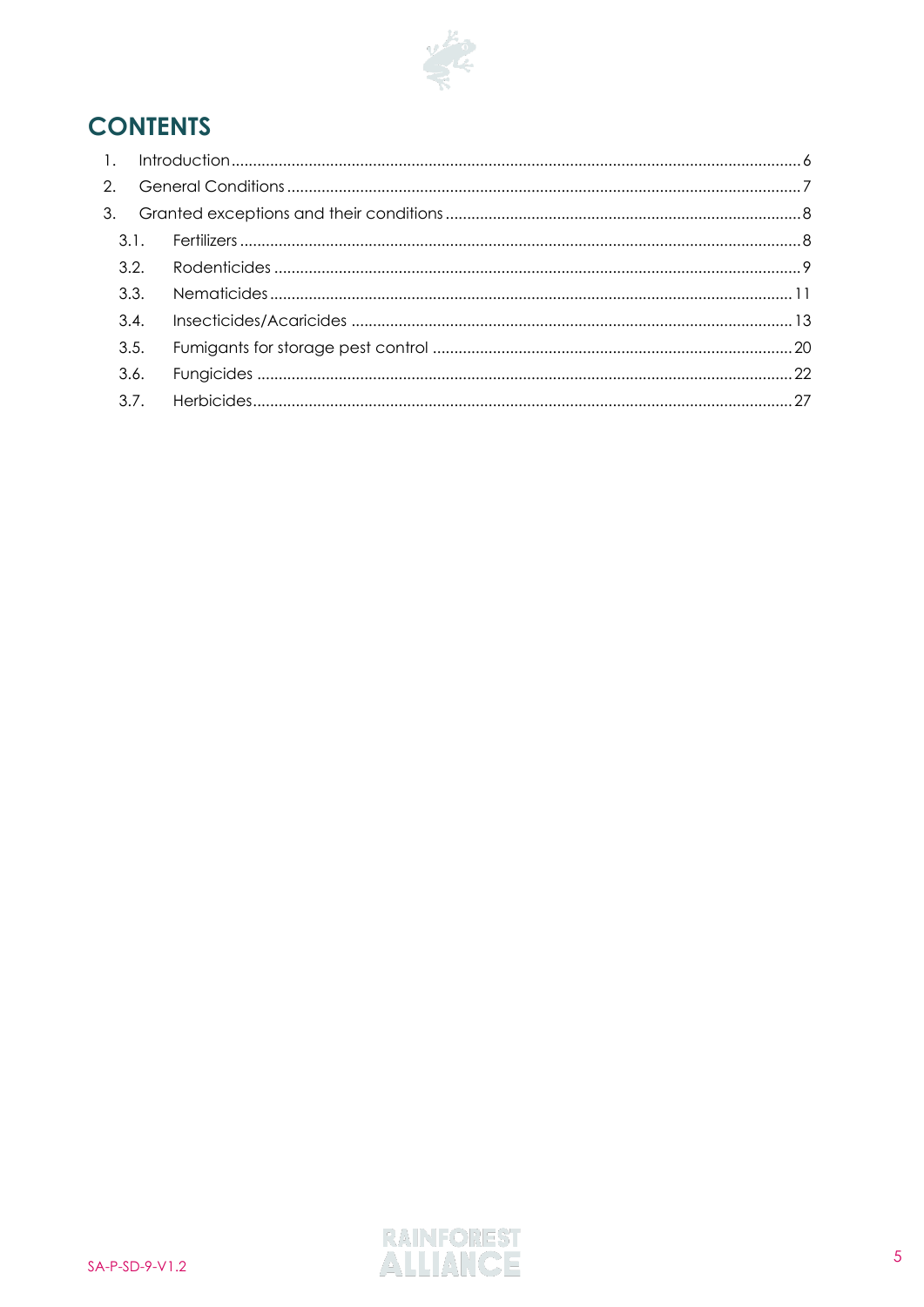# CONTENTS

1. Introduction ........ 6
2. General Conditions ........ 7
3. Granted exceptions and their conditions ........ 8
   - 3.1. Fertilizers ........ 8
   - 3.2. Rodenticides ........ 9
   - 3.3. Nematicides ........ 11
   - 3.4. Insecticides/Acaricides ........ 13
   - 3.5. Fumigants for storage pest control ........ 20
   - 3.6. Fungicides ........ 22
   - 3.7. Herbicides ........ 27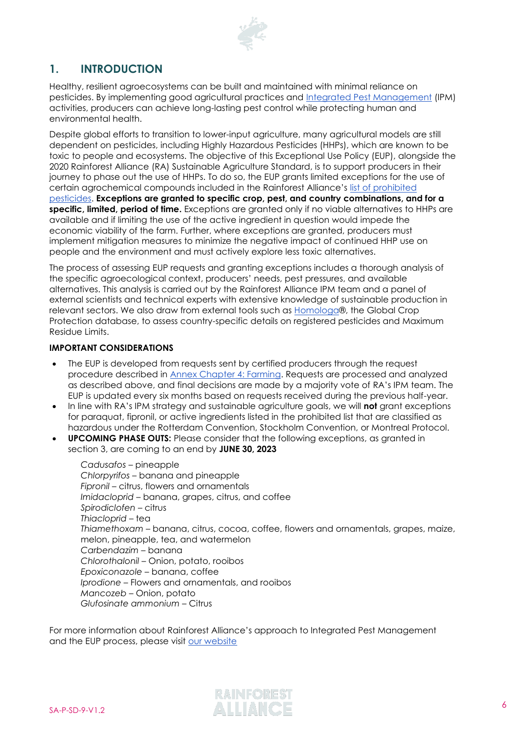# 1. INTRODUCTION

Healthy, resilient agroecosystems can be built and maintained with minimal reliance on pesticides. By implementing good agricultural practices and Integrated Pest Management (IPM) activities, producers can achieve long-lasting pest control while protecting human and environmental health.

Despite global efforts to transition to lower-input agriculture, many agricultural models are still dependent on pesticides, including Highly Hazardous Pesticides (HHPs), which are known to be toxic to people and ecosystems. The objective of this Exceptional Use Policy (EUP), alongside the 2020 Rainforest Alliance (RA) Sustainable Agriculture Standard, is to support producers in their journey to phase out the use of HHPs. To do so, the EUP grants limited exceptions for the use of certain agrochemical compounds included in the Rainforest Alliance's list of prohibited pesticides. **Exceptions are granted to specific crop, pest, and country combinations, and for a specific, limited, period of time.** Exceptions are granted only if no viable alternatives to HHPs are available and if limiting the use of the active ingredient in question would impede the economic viability of the farm. Further, where exceptions are granted, producers must implement mitigation measures to minimize the negative impact of continued HHP use on people and the environment and must actively explore less toxic alternatives.

The process of assessing EUP requests and granting exceptions includes a thorough analysis of the specific agroecological context, producers' needs, pest pressures, and available alternatives. This analysis is carried out by the Rainforest Alliance IPM team and a panel of external scientists and technical experts with extensive knowledge of sustainable production in relevant sectors. We also draw from external tools such as Homologa®, the Global Crop Protection database, to assess country-specific details on registered pesticides and Maximum Residue Limits.

**IMPORTANT CONSIDERATIONS**

- The EUP is developed from requests sent by certified producers through the request procedure described in Annex Chapter 4: Farming. Requests are processed and analyzed as described above, and final decisions are made by a majority vote of RA's IPM team. The EUP is updated every six months based on requests received during the previous half-year.
- In line with RA's IPM strategy and sustainable agriculture goals, we will **not** grant exceptions for paraquat, fipronil, or active ingredients listed in the prohibited list that are classified as hazardous under the Rotterdam Convention, Stockholm Convention, or Montreal Protocol.
- **UPCOMING PHASE OUTS:** Please consider that the following exceptions, as granted in section 3, are coming to an end by **JUNE 30, 2023**

  *Cadusafos* – pineapple
  *Chlorpyrifos* – banana and pineapple
  *Fipronil* – citrus, flowers and ornamentals
  *Imidacloprid* – banana, grapes, citrus, and coffee
  *Spirodiclofen* – citrus
  *Thiacloprid* – tea
  *Thiamethoxam* – banana, citrus, cocoa, coffee, flowers and ornamentals, grapes, maize, melon, pineapple, tea, and watermelon
  *Carbendazim* – banana
  *Chlorothalonil* – Onion, potato, rooibos
  *Epoxiconazole* – banana, coffee
  *Iprodione* – Flowers and ornamentals, and rooibos
  *Mancozeb* – Onion, potato
  *Glufosinate ammonium* – Citrus

For more information about Rainforest Alliance's approach to Integrated Pest Management and the EUP process, please visit our website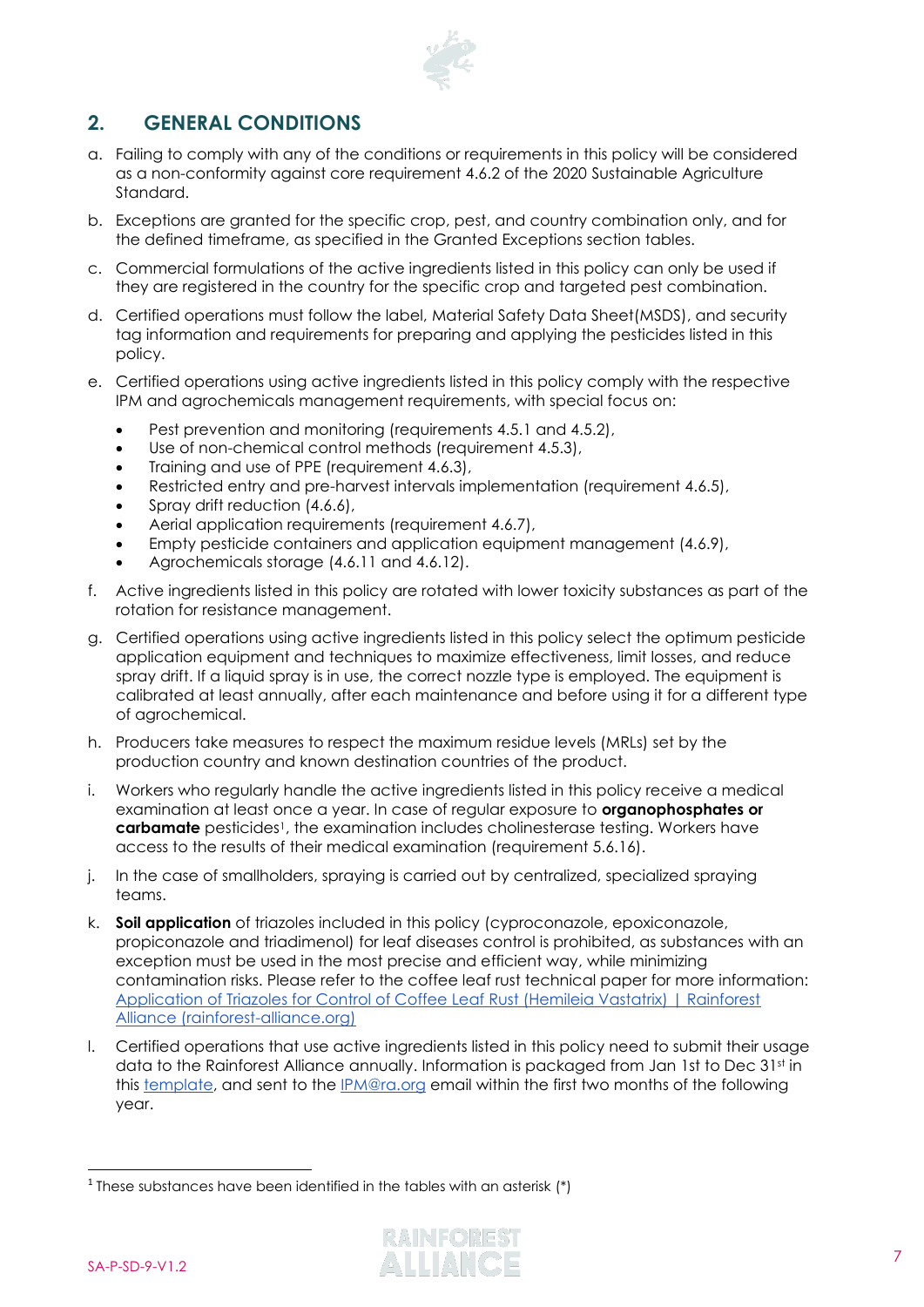## 2. GENERAL CONDITIONS

a. Failing to comply with any of the conditions or requirements in this policy will be considered as a non-conformity against core requirement 4.6.2 of the 2020 Sustainable Agriculture Standard.

b. Exceptions are granted for the specific crop, pest, and country combination only, and for the defined timeframe, as specified in the Granted Exceptions section tables.

c. Commercial formulations of the active ingredients listed in this policy can only be used if they are registered in the country for the specific crop and targeted pest combination.

d. Certified operations must follow the label, Material Safety Data Sheet(MSDS), and security tag information and requirements for preparing and applying the pesticides listed in this policy.

e. Certified operations using active ingredients listed in this policy comply with the respective IPM and agrochemicals management requirements, with special focus on:

- Pest prevention and monitoring (requirements 4.5.1 and 4.5.2),
- Use of non-chemical control methods (requirement 4.5.3),
- Training and use of PPE (requirement 4.6.3),
- Restricted entry and pre-harvest intervals implementation (requirement 4.6.5),
- Spray drift reduction (4.6.6),
- Aerial application requirements (requirement 4.6.7),
- Empty pesticide containers and application equipment management (4.6.9),
- Agrochemicals storage (4.6.11 and 4.6.12).

f. Active ingredients listed in this policy are rotated with lower toxicity substances as part of the rotation for resistance management.

g. Certified operations using active ingredients listed in this policy select the optimum pesticide application equipment and techniques to maximize effectiveness, limit losses, and reduce spray drift. If a liquid spray is in use, the correct nozzle type is employed. The equipment is calibrated at least annually, after each maintenance and before using it for a different type of agrochemical.

h. Producers take measures to respect the maximum residue levels (MRLs) set by the production country and known destination countries of the product.

i. Workers who regularly handle the active ingredients listed in this policy receive a medical examination at least once a year. In case of regular exposure to **organophosphates or carbamate** pesticides[1], the examination includes cholinesterase testing. Workers have access to the results of their medical examination (requirement 5.6.16).

j. In the case of smallholders, spraying is carried out by centralized, specialized spraying teams.

k. **Soil application** of triazoles included in this policy (cyproconazole, epoxiconazole, propiconazole and triadimenol) for leaf diseases control is prohibited, as substances with an exception must be used in the most precise and efficient way, while minimizing contamination risks. Please refer to the coffee leaf rust technical paper for more information: [Application of Triazoles for Control of Coffee Leaf Rust (Hemileia Vastatrix) | Rainforest Alliance (rainforest-alliance.org)]

l. Certified operations that use active ingredients listed in this policy need to submit their usage data to the Rainforest Alliance annually. Information is packaged from Jan 1st to Dec 31st in this [template], and sent to the [IPM@ra.org] email within the first two months of the following year.

---

[1] These substances have been identified in the tables with an asterisk (*)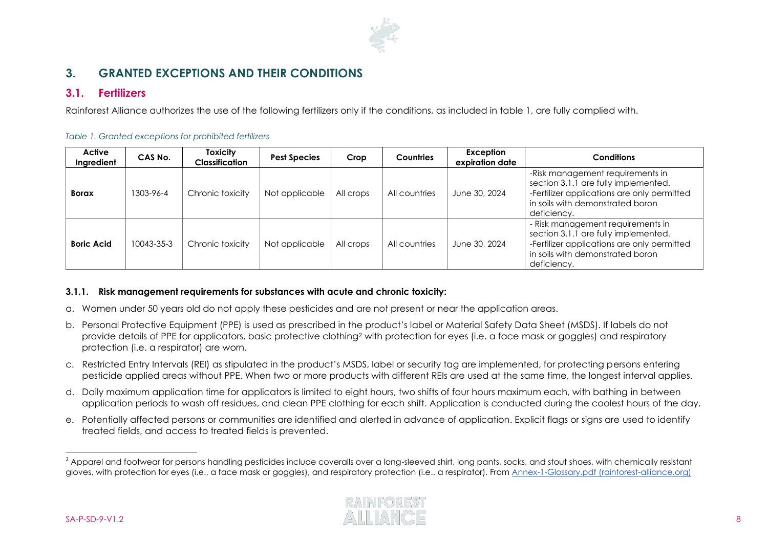## 3. GRANTED EXCEPTIONS AND THEIR CONDITIONS

### 3.1. Fertilizers

Rainforest Alliance authorizes the use of the following fertilizers only if the conditions, as included in table 1, are fully complied with.

*Table 1. Granted exceptions for prohibited fertilizers*

| Active Ingredient | CAS No. | Toxicity Classification | Pest Species | Crop | Countries | Exception expiration date | Conditions |
|---|---|---|---|---|---|---|---|
| **Borax** | 1303-96-4 | Chronic toxicity | Not applicable | All crops | All countries | June 30, 2024 | -Risk management requirements in section 3.1.1 are fully implemented. -Fertilizer applications are only permitted in soils with demonstrated boron deficiency. |
| **Boric Acid** | 10043-35-3 | Chronic toxicity | Not applicable | All crops | All countries | June 30, 2024 | - Risk management requirements in section 3.1.1 are fully implemented. -Fertilizer applications are only permitted in soils with demonstrated boron deficiency. |

#### 3.1.1. Risk management requirements for substances with acute and chronic toxicity:

a. Women under 50 years old do not apply these pesticides and are not present or near the application areas.

b. Personal Protective Equipment (PPE) is used as prescribed in the product's label or Material Safety Data Sheet (MSDS). If labels do not provide details of PPE for applicators, basic protective clothing[2] with protection for eyes (i.e. a face mask or goggles) and respiratory protection (i.e. a respirator) are worn.

c. Restricted Entry Intervals (REI) as stipulated in the product's MSDS, label or security tag are implemented, for protecting persons entering pesticide applied areas without PPE. When two or more products with different REIs are used at the same time, the longest interval applies.

d. Daily maximum application time for applicators is limited to eight hours, two shifts of four hours maximum each, with bathing in between application periods to wash off residues, and clean PPE clothing for each shift. Application is conducted during the coolest hours of the day.

e. Potentially affected persons or communities are identified and alerted in advance of application. Explicit flags or signs are used to identify treated fields, and access to treated fields is prevented.

[2] Apparel and footwear for persons handling pesticides include coveralls over a long-sleeved shirt, long pants, socks, and stout shoes, with chemically resistant gloves, with protection for eyes (i.e., a face mask or goggles), and respiratory protection (i.e., a respirator). From Annex-1-Glossary.pdf (rainforest-alliance.org)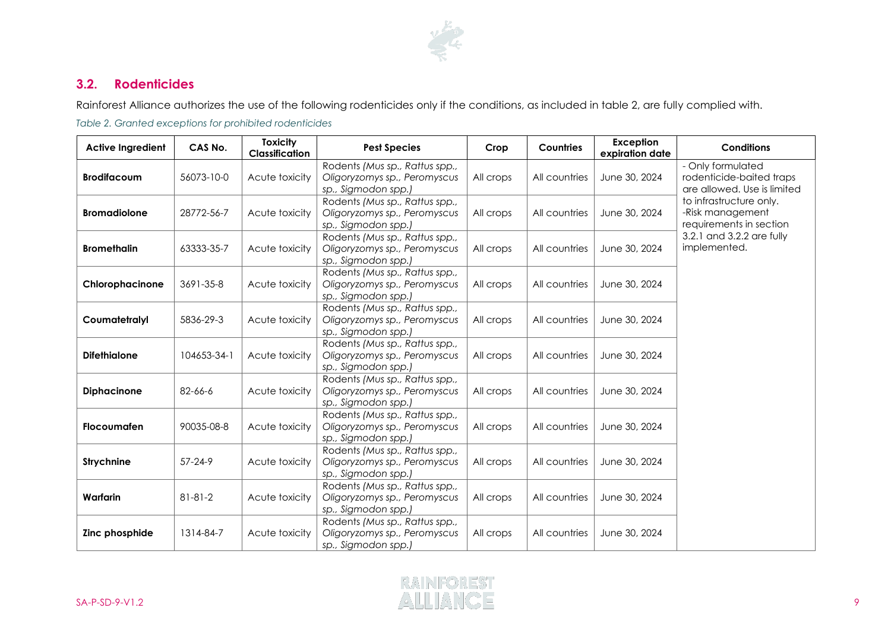## 3.2. Rodenticides

Rainforest Alliance authorizes the use of the following rodenticides only if the conditions, as included in table 2, are fully complied with.

*Table 2. Granted exceptions for prohibited rodenticides*

| Active Ingredient | CAS No. | Toxicity Classification | Pest Species | Crop | Countries | Exception expiration date | Conditions |
|---|---|---|---|---|---|---|---|
| **Brodifacoum** | 56073-10-0 | Acute toxicity | Rodents *(Mus sp., Rattus spp., Oligoryzomys sp., Peromyscus sp., Sigmodon spp.)* | All crops | All countries | June 30, 2024 | - Only formulated rodenticide-baited traps are allowed. Use is limited to infrastructure only.<br>-Risk management requirements in section 3.2.1 and 3.2.2 are fully implemented. |
| **Bromadiolone** | 28772-56-7 | Acute toxicity | Rodents *(Mus sp., Rattus spp., Oligoryzomys sp., Peromyscus sp., Sigmodon spp.)* | All crops | All countries | June 30, 2024 | |
| **Bromethalin** | 63333-35-7 | Acute toxicity | Rodents *(Mus sp., Rattus spp., Oligoryzomys sp., Peromyscus sp., Sigmodon spp.)* | All crops | All countries | June 30, 2024 | |
| **Chlorophacinone** | 3691-35-8 | Acute toxicity | Rodents *(Mus sp., Rattus spp., Oligoryzomys sp., Peromyscus sp., Sigmodon spp.)* | All crops | All countries | June 30, 2024 | |
| **Coumatetralyl** | 5836-29-3 | Acute toxicity | Rodents *(Mus sp., Rattus spp., Oligoryzomys sp., Peromyscus sp., Sigmodon spp.)* | All crops | All countries | June 30, 2024 | |
| **Difethialone** | 104653-34-1 | Acute toxicity | Rodents *(Mus sp., Rattus spp., Oligoryzomys sp., Peromyscus sp., Sigmodon spp.)* | All crops | All countries | June 30, 2024 | |
| **Diphacinone** | 82-66-6 | Acute toxicity | Rodents *(Mus sp., Rattus spp., Oligoryzomys sp., Peromyscus sp., Sigmodon spp.)* | All crops | All countries | June 30, 2024 | |
| **Flocoumafen** | 90035-08-8 | Acute toxicity | Rodents *(Mus sp., Rattus spp., Oligoryzomys sp., Peromyscus sp., Sigmodon spp.)* | All crops | All countries | June 30, 2024 | |
| **Strychnine** | 57-24-9 | Acute toxicity | Rodents *(Mus sp., Rattus spp., Oligoryzomys sp., Peromyscus sp., Sigmodon spp.)* | All crops | All countries | June 30, 2024 | |
| **Warfarin** | 81-81-2 | Acute toxicity | Rodents *(Mus sp., Rattus spp., Oligoryzomys sp., Peromyscus sp., Sigmodon spp.)* | All crops | All countries | June 30, 2024 | |
| **Zinc phosphide** | 1314-84-7 | Acute toxicity | Rodents *(Mus sp., Rattus spp., Oligoryzomys sp., Peromyscus sp., Sigmodon spp.)* | All crops | All countries | June 30, 2024 | |

SA-P-SD-9-V1.2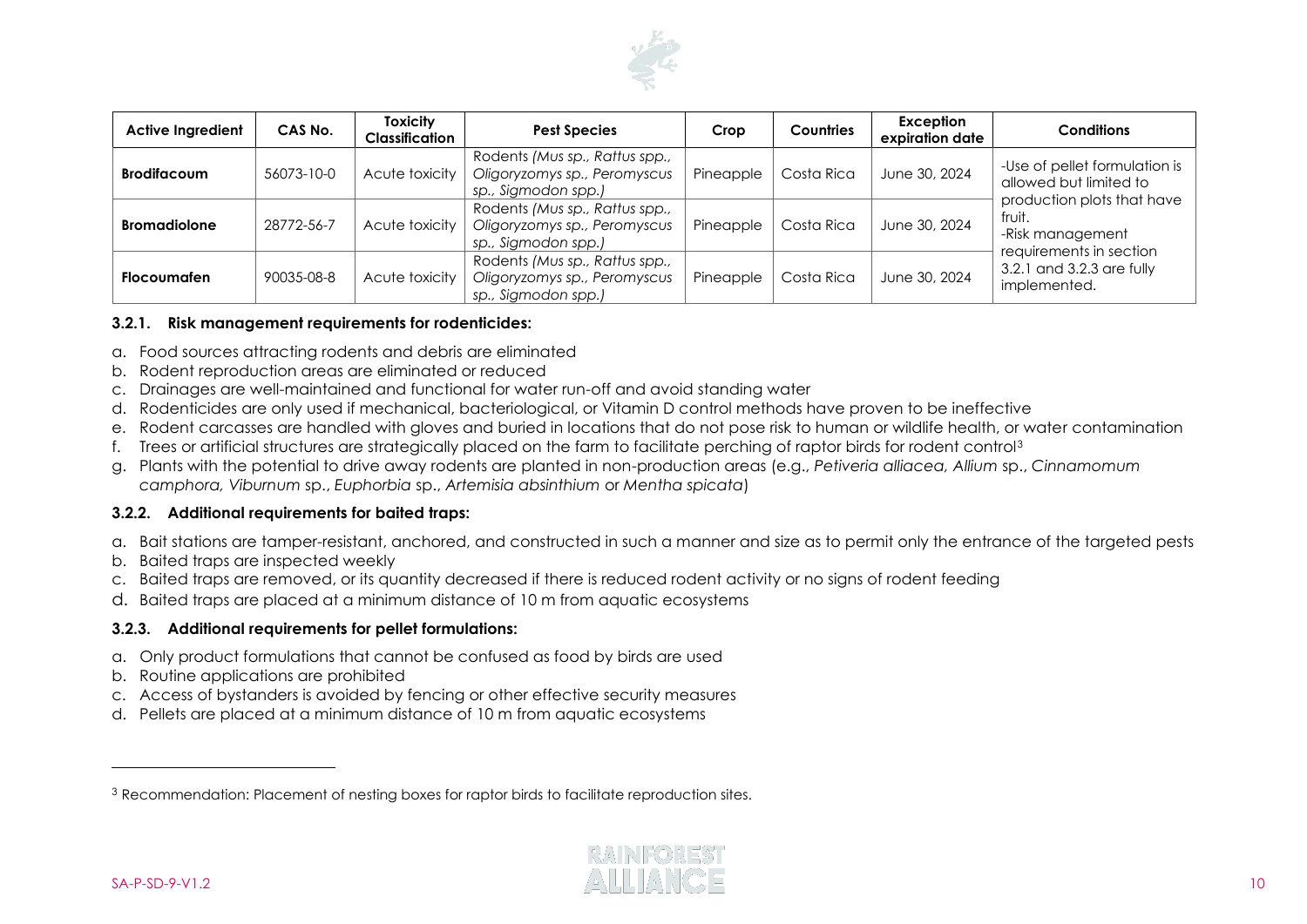| Active Ingredient | CAS No. | Toxicity Classification | Pest Species | Crop | Countries | Exception expiration date | Conditions |
|---|---|---|---|---|---|---|---|
| **Brodifacoum** | 56073-10-0 | Acute toxicity | Rodents (*Mus sp., Rattus spp., Oligoryzomys sp., Peromyscus sp., Sigmodon spp.)* | Pineapple | Costa Rica | June 30, 2024 | -Use of pellet formulation is allowed but limited to production plots that have fruit. -Risk management requirements in section 3.2.1 and 3.2.3 are fully implemented. |
| **Bromadiolone** | 28772-56-7 | Acute toxicity | Rodents (*Mus sp., Rattus spp., Oligoryzomys sp., Peromyscus sp., Sigmodon spp.)* | Pineapple | Costa Rica | June 30, 2024 | |
| **Flocoumafen** | 90035-08-8 | Acute toxicity | Rodents (*Mus sp., Rattus spp., Oligoryzomys sp., Peromyscus sp., Sigmodon spp.)* | Pineapple | Costa Rica | June 30, 2024 | |

### 3.2.1. Risk management requirements for rodenticides:

a. Food sources attracting rodents and debris are eliminated
b. Rodent reproduction areas are eliminated or reduced
c. Drainages are well-maintained and functional for water run-off and avoid standing water
d. Rodenticides are only used if mechanical, bacteriological, or Vitamin D control methods have proven to be ineffective
e. Rodent carcasses are handled with gloves and buried in locations that do not pose risk to human or wildlife health, or water contamination
f. Trees or artificial structures are strategically placed on the farm to facilitate perching of raptor birds for rodent control[3]
g. Plants with the potential to drive away rodents are planted in non-production areas (e.g., *Petiveria alliacea, Allium* sp., *Cinnamomum camphora, Viburnum* sp., *Euphorbia* sp., *Artemisia absinthium* or *Mentha spicata*)

### 3.2.2. Additional requirements for baited traps:

a. Bait stations are tamper-resistant, anchored, and constructed in such a manner and size as to permit only the entrance of the targeted pests
b. Baited traps are inspected weekly
c. Baited traps are removed, or its quantity decreased if there is reduced rodent activity or no signs of rodent feeding
d. Baited traps are placed at a minimum distance of 10 m from aquatic ecosystems

### 3.2.3. Additional requirements for pellet formulations:

a. Only product formulations that cannot be confused as food by birds are used
b. Routine applications are prohibited
c. Access of bystanders is avoided by fencing or other effective security measures
d. Pellets are placed at a minimum distance of 10 m from aquatic ecosystems

---

[3] Recommendation: Placement of nesting boxes for raptor birds to facilitate reproduction sites.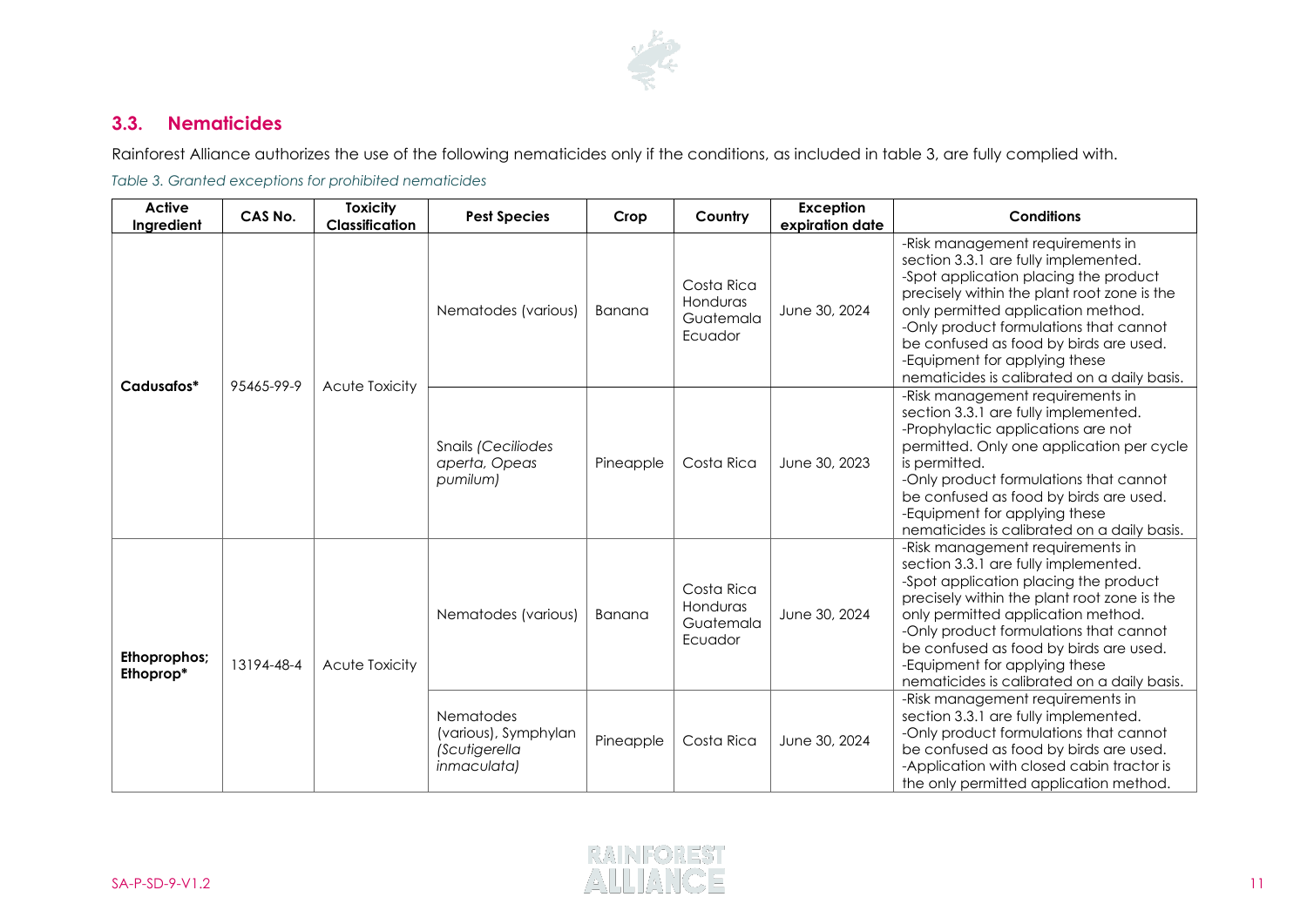## 3.3. Nematicides

Rainforest Alliance authorizes the use of the following nematicides only if the conditions, as included in table 3, are fully complied with.

*Table 3. Granted exceptions for prohibited nematicides*

| Active Ingredient | CAS No. | Toxicity Classification | Pest Species | Crop | Country | Exception expiration date | Conditions |
|---|---|---|---|---|---|---|---|
| **Cadusafos*** | 95465-99-9 | Acute Toxicity | Nematodes (various) | Banana | Costa Rica Honduras Guatemala Ecuador | June 30, 2024 | -Risk management requirements in section 3.3.1 are fully implemented. -Spot application placing the product precisely within the plant root zone is the only permitted application method. -Only product formulations that cannot be confused as food by birds are used. -Equipment for applying these nematicides is calibrated on a daily basis. |
| | | | Snails *(Ceciliodes aperta, Opeas pumilum)* | Pineapple | Costa Rica | June 30, 2023 | -Risk management requirements in section 3.3.1 are fully implemented. -Prophylactic applications are not permitted. Only one application per cycle is permitted. -Only product formulations that cannot be confused as food by birds are used. -Equipment for applying these nematicides is calibrated on a daily basis. |
| **Ethoprophos; Ethoprop*** | 13194-48-4 | Acute Toxicity | Nematodes (various) | Banana | Costa Rica Honduras Guatemala Ecuador | June 30, 2024 | -Risk management requirements in section 3.3.1 are fully implemented. -Spot application placing the product precisely within the plant root zone is the only permitted application method. -Only product formulations that cannot be confused as food by birds are used. -Equipment for applying these nematicides is calibrated on a daily basis. |
| | | | Nematodes (various), Symphylan *(Scutigerella inmaculata)* | Pineapple | Costa Rica | June 30, 2024 | -Risk management requirements in section 3.3.1 are fully implemented. -Only product formulations that cannot be confused as food by birds are used. -Application with closed cabin tractor is the only permitted application method. |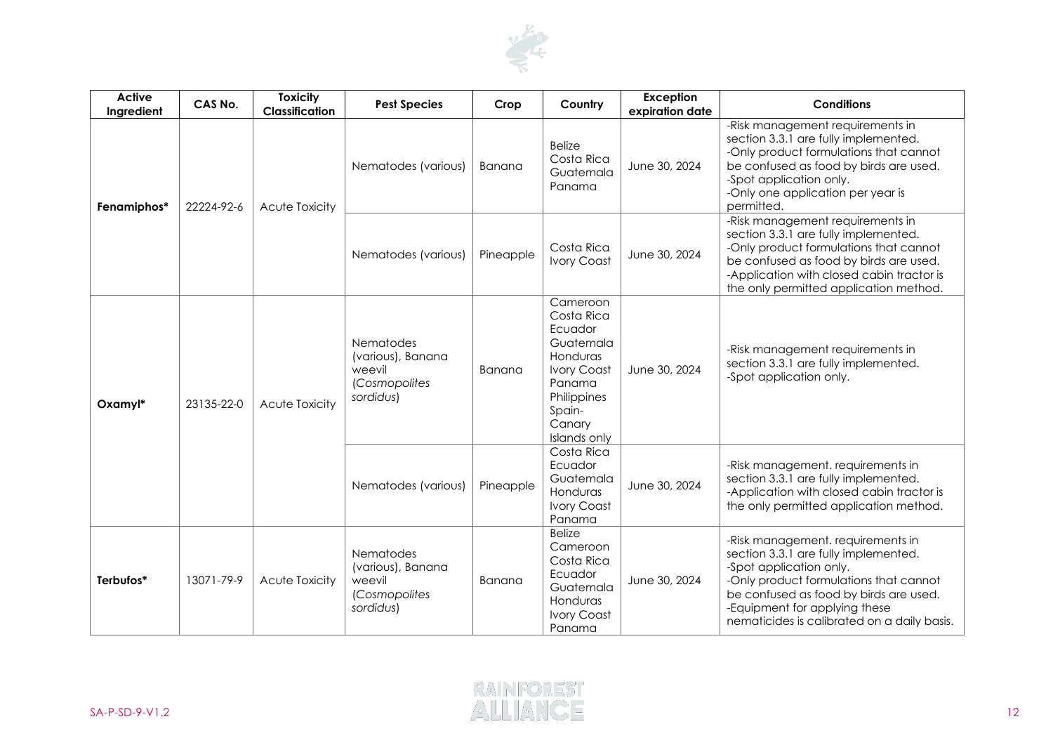| Active Ingredient | CAS No. | Toxicity Classification | Pest Species | Crop | Country | Exception expiration date | Conditions |
|---|---|---|---|---|---|---|---|
| **Fenamiphos*** | 22224-92-6 | Acute Toxicity | Nematodes (various) | Banana | Belize<br>Costa Rica<br>Guatemala<br>Panama | June 30, 2024 | -Risk management requirements in section 3.3.1 are fully implemented.<br>-Only product formulations that cannot be confused as food by birds are used.<br>-Spot application only.<br>-Only one application per year is permitted. |
| | | | Nematodes (various) | Pineapple | Costa Rica<br>Ivory Coast | June 30, 2024 | -Risk management requirements in section 3.3.1 are fully implemented.<br>-Only product formulations that cannot be confused as food by birds are used.<br>-Application with closed cabin tractor is the only permitted application method. |
| **Oxamyl*** | 23135-22-0 | Acute Toxicity | Nematodes (various), Banana weevil (*Cosmopolites sordidus*) | Banana | Cameroon<br>Costa Rica<br>Ecuador<br>Guatemala<br>Honduras<br>Ivory Coast<br>Panama<br>Philippines<br>Spain-Canary Islands only | June 30, 2024 | -Risk management requirements in section 3.3.1 are fully implemented.<br>-Spot application only. |
| | | | Nematodes (various) | Pineapple | Costa Rica<br>Ecuador<br>Guatemala<br>Honduras<br>Ivory Coast<br>Panama | June 30, 2024 | -Risk management. requirements in section 3.3.1 are fully implemented.<br>-Application with closed cabin tractor is the only permitted application method. |
| **Terbufos*** | 13071-79-9 | Acute Toxicity | Nematodes (various), Banana weevil (*Cosmopolites sordidus*) | Banana | Belize<br>Cameroon<br>Costa Rica<br>Ecuador<br>Guatemala<br>Honduras<br>Ivory Coast<br>Panama | June 30, 2024 | -Risk management. requirements in section 3.3.1 are fully implemented.<br>-Spot application only.<br>-Only product formulations that cannot be confused as food by birds are used.<br>-Equipment for applying these nematicides is calibrated on a daily basis. |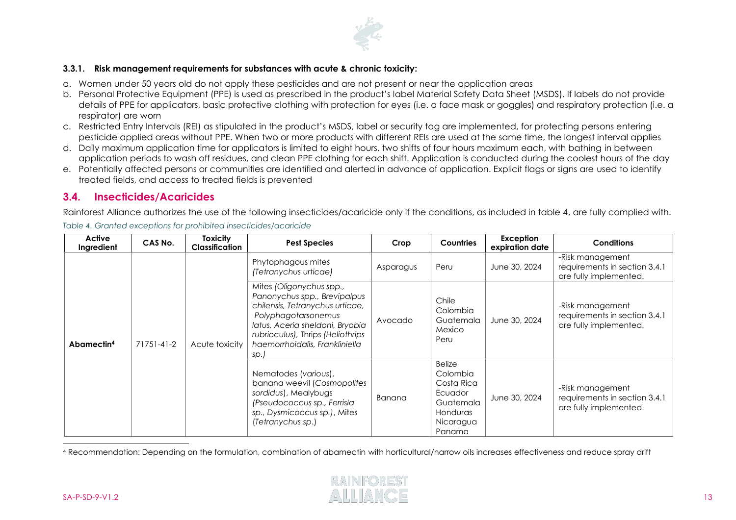#### 3.3.1. Risk management requirements for substances with acute & chronic toxicity:

a. Women under 50 years old do not apply these pesticides and are not present or near the application areas
b. Personal Protective Equipment (PPE) is used as prescribed in the product's label Material Safety Data Sheet (MSDS). If labels do not provide details of PPE for applicators, basic protective clothing with protection for eyes (i.e. a face mask or goggles) and respiratory protection (i.e. a respirator) are worn
c. Restricted Entry Intervals (REI) as stipulated in the product's MSDS, label or security tag are implemented, for protecting persons entering pesticide applied areas without PPE. When two or more products with different REIs are used at the same time, the longest interval applies
d. Daily maximum application time for applicators is limited to eight hours, two shifts of four hours maximum each, with bathing in between application periods to wash off residues, and clean PPE clothing for each shift. Application is conducted during the coolest hours of the day
e. Potentially affected persons or communities are identified and alerted in advance of application. Explicit flags or signs are used to identify treated fields, and access to treated fields is prevented

## 3.4. Insecticides/Acaricides

Rainforest Alliance authorizes the use of the following insecticides/acaricide only if the conditions, as included in table 4, are fully complied with.

*Table 4. Granted exceptions for prohibited insecticides/acaricide*

| Active Ingredient | CAS No. | Toxicity Classification | Pest Species | Crop | Countries | Exception expiration date | Conditions |
|---|---|---|---|---|---|---|---|
| **Abamectin**[4] | 71751-41-2 | Acute toxicity | Phytophagous mites *(Tetranychus urticae)* | Asparagus | Peru | June 30, 2024 | -Risk management requirements in section 3.4.1 are fully implemented. |
| | | | Mites *(Oligonychus spp., Panonychus spp., Brevipalpus chilensis, Tetranychus urticae, Polyphagotarsonemus latus, Aceria sheldoni, Bryobia rubrioculus)*, Thrips *(Heliothrips haemorrhoidalis, Frankliniella sp.)* | Avocado | Chile<br>Colombia<br>Guatemala<br>Mexico<br>Peru | June 30, 2024 | -Risk management requirements in section 3.4.1 are fully implemented. |
| | | | Nematodes (*various*), banana weevil (*Cosmopolites sordidus*), Mealybugs *(Pseudococcus sp., Ferrisla sp., Dysmicoccus sp.)*, Mites (*Tetranychus sp.*) | Banana | Belize<br>Colombia<br>Costa Rica<br>Ecuador<br>Guatemala<br>Honduras<br>Nicaragua<br>Panama | June 30, 2024 | -Risk management requirements in section 3.4.1 are fully implemented. |

[4] Recommendation: Depending on the formulation, combination of abamectin with horticultural/narrow oils increases effectiveness and reduce spray drift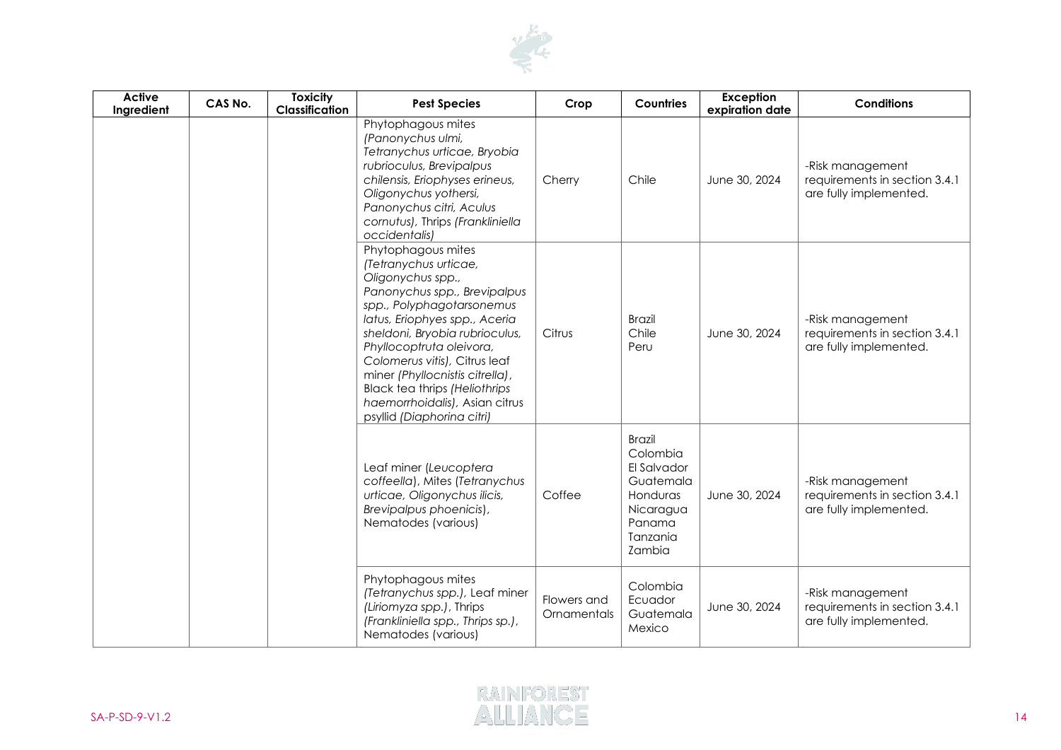| Active Ingredient | CAS No. | Toxicity Classification | Pest Species | Crop | Countries | Exception expiration date | Conditions |
|---|---|---|---|---|---|---|---|
| | | | Phytophagous mites *(Panonychus ulmi, Tetranychus urticae, Bryobia rubrioculus, Brevipalpus chilensis, Eriophyses erineus, Oligonychus yothersi, Panonychus citri, Aculus cornutus)*, Thrips *(Frankliniella occidentalis)* | Cherry | Chile | June 30, 2024 | -Risk management requirements in section 3.4.1 are fully implemented. |
| | | | Phytophagous mites *(Tetranychus urticae, Oligonychus spp., Panonychus spp., Brevipalpus spp., Polyphagotarsonemus latus, Eriophyes spp., Aceria sheldoni, Bryobia rubrioculus, Phyllocoptruta oleivora, Colomerus vitis)*, Citrus leaf miner *(Phyllocnistis citrella)*, Black tea thrips *(Heliothrips haemorrhoidalis)*, Asian citrus psyllid *(Diaphorina citri)* | Citrus | Brazil<br>Chile<br>Peru | June 30, 2024 | -Risk management requirements in section 3.4.1 are fully implemented. |
| | | | Leaf miner (*Leucoptera coffeella*), Mites (*Tetranychus urticae, Oligonychus ilicis, Brevipalpus phoenicis*), Nematodes (various) | Coffee | Brazil<br>Colombia<br>El Salvador<br>Guatemala<br>Honduras<br>Nicaragua<br>Panama<br>Tanzania<br>Zambia | June 30, 2024 | -Risk management requirements in section 3.4.1 are fully implemented. |
| | | | Phytophagous mites *(Tetranychus spp.)*, Leaf miner *(Liriomyza spp.)*, Thrips *(Frankliniella spp., Thrips sp.)*, Nematodes (various) | Flowers and Ornamentals | Colombia<br>Ecuador<br>Guatemala<br>Mexico | June 30, 2024 | -Risk management requirements in section 3.4.1 are fully implemented. |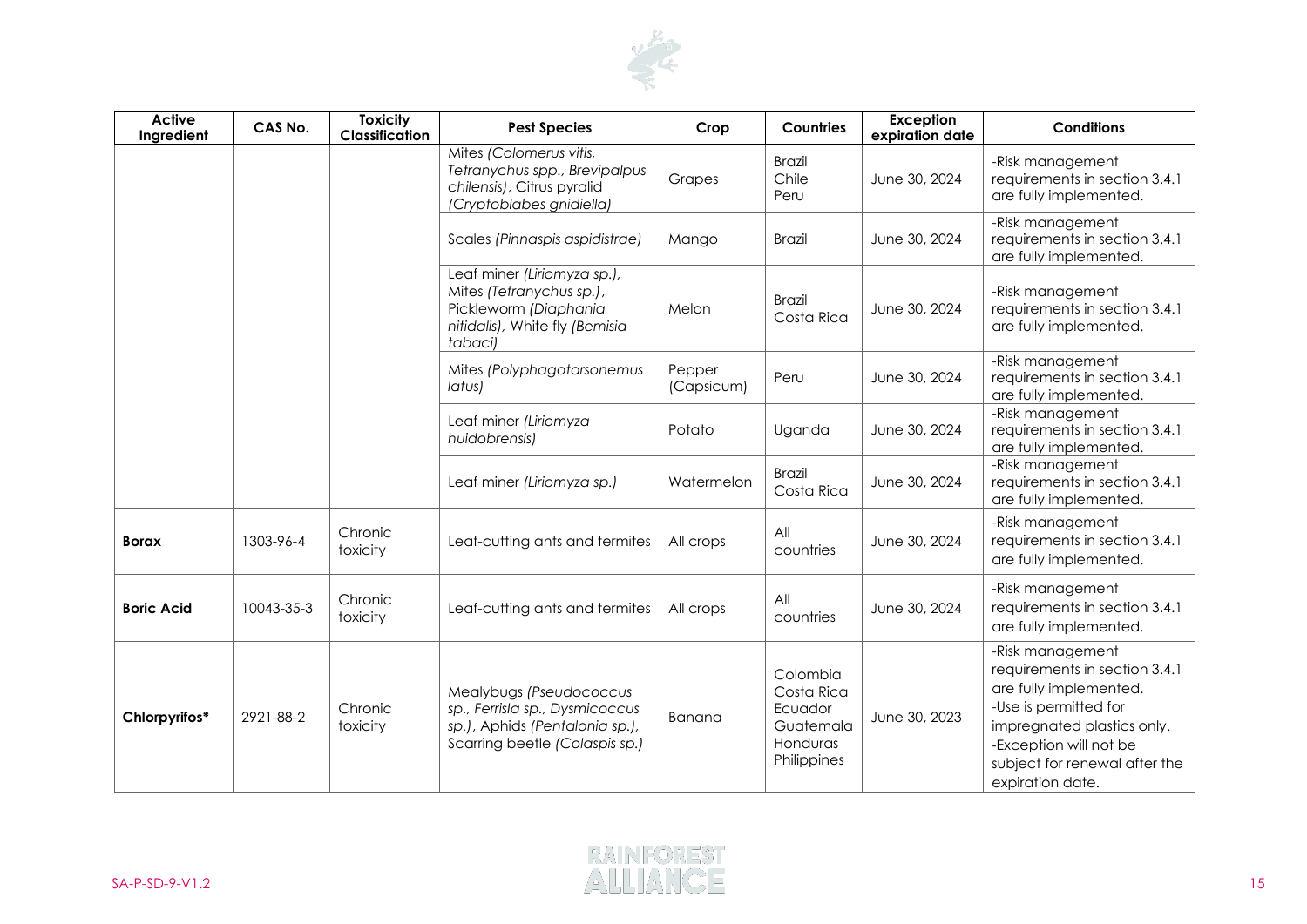| Active Ingredient | CAS No. | Toxicity Classification | Pest Species | Crop | Countries | Exception expiration date | Conditions |
|---|---|---|---|---|---|---|---|
| | | | Mites *(Colomerus vitis, Tetranychus spp., Brevipalpus chilensis)*, Citrus pyralid *(Cryptoblabes gnidiella)* | Grapes | Brazil Chile Peru | June 30, 2024 | -Risk management requirements in section 3.4.1 are fully implemented. |
| | | | Scales *(Pinnaspis aspidistrae)* | Mango | Brazil | June 30, 2024 | -Risk management requirements in section 3.4.1 are fully implemented. |
| | | | Leaf miner *(Liriomyza sp.)*, Mites *(Tetranychus sp.)*, Pickleworm *(Diaphania nitidalis)*, White fly *(Bemisia tabaci)* | Melon | Brazil Costa Rica | June 30, 2024 | -Risk management requirements in section 3.4.1 are fully implemented. |
| | | | Mites *(Polyphagotarsonemus latus)* | Pepper (Capsicum) | Peru | June 30, 2024 | -Risk management requirements in section 3.4.1 are fully implemented. |
| | | | Leaf miner *(Liriomyza huidobrensis)* | Potato | Uganda | June 30, 2024 | -Risk management requirements in section 3.4.1 are fully implemented. |
| | | | Leaf miner *(Liriomyza sp.)* | Watermelon | Brazil Costa Rica | June 30, 2024 | -Risk management requirements in section 3.4.1 are fully implemented. |
| **Borax** | 1303-96-4 | Chronic toxicity | Leaf-cutting ants and termites | All crops | All countries | June 30, 2024 | -Risk management requirements in section 3.4.1 are fully implemented. |
| **Boric Acid** | 10043-35-3 | Chronic toxicity | Leaf-cutting ants and termites | All crops | All countries | June 30, 2024 | -Risk management requirements in section 3.4.1 are fully implemented. |
| **Chlorpyrifos*** | 2921-88-2 | Chronic toxicity | Mealybugs *(Pseudococcus sp., Ferrisia sp., Dysmicoccus sp.)*, Aphids *(Pentalonia sp.)*, Scarring beetle *(Colaspis sp.)* | Banana | Colombia Costa Rica Ecuador Guatemala Honduras Philippines | June 30, 2023 | -Risk management requirements in section 3.4.1 are fully implemented. -Use is permitted for impregnated plastics only. -Exception will not be subject for renewal after the expiration date. |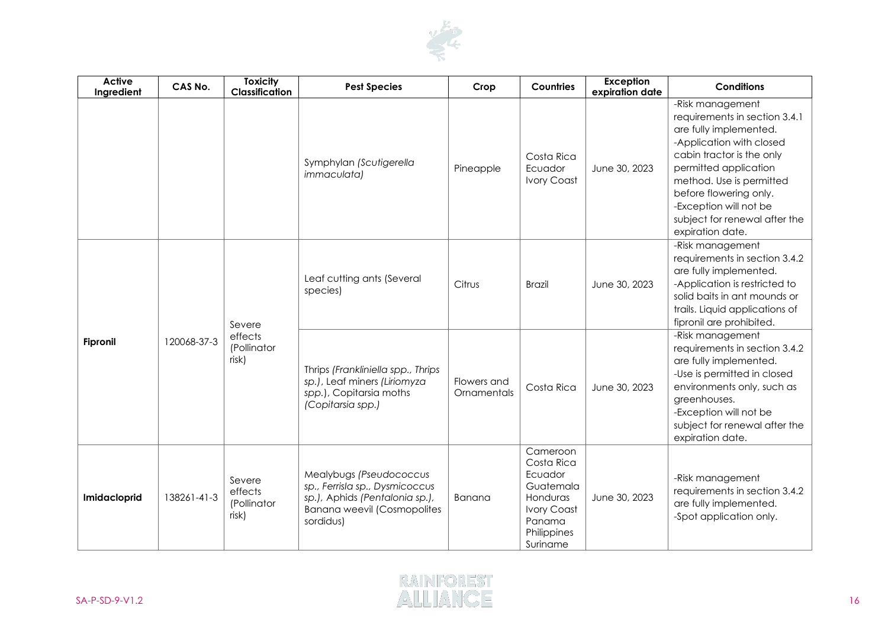| Active Ingredient | CAS No. | Toxicity Classification | Pest Species | Crop | Countries | Exception expiration date | Conditions |
|---|---|---|---|---|---|---|---|
| | | | Symphylan *(Scutigerella immaculata)* | Pineapple | Costa Rica<br>Ecuador<br>Ivory Coast | June 30, 2023 | -Risk management requirements in section 3.4.1 are fully implemented.<br>-Application with closed cabin tractor is the only permitted application method. Use is permitted before flowering only.<br>-Exception will not be subject for renewal after the expiration date. |
| **Fipronil** | 120068-37-3 | Severe effects (Pollinator risk) | Leaf cutting ants (Several species) | Citrus | Brazil | June 30, 2023 | -Risk management requirements in section 3.4.2 are fully implemented.<br>-Application is restricted to solid baits in ant mounds or trails. Liquid applications of fipronil are prohibited. |
| | | | Thrips *(Frankliniella spp., Thrips sp.)*, Leaf miners *(Liriomyza spp.)*, Copitarsia moths *(Copitarsia spp.)* | Flowers and Ornamentals | Costa Rica | June 30, 2023 | -Risk management requirements in section 3.4.2 are fully implemented.<br>-Use is permitted in closed environments only, such as greenhouses.<br>-Exception will not be subject for renewal after the expiration date. |
| **Imidacloprid** | 138261-41-3 | Severe effects (Pollinator risk) | Mealybugs *(Pseudococcus sp., Ferrisia sp., Dysmicoccus sp.)*, Aphids *(Pentalonia sp.)*, Banana weevil (Cosmopolites sordidus) | Banana | Cameroon<br>Costa Rica<br>Ecuador<br>Guatemala<br>Honduras<br>Ivory Coast<br>Panama<br>Philippines<br>Suriname | June 30, 2023 | -Risk management requirements in section 3.4.2 are fully implemented.<br>-Spot application only. |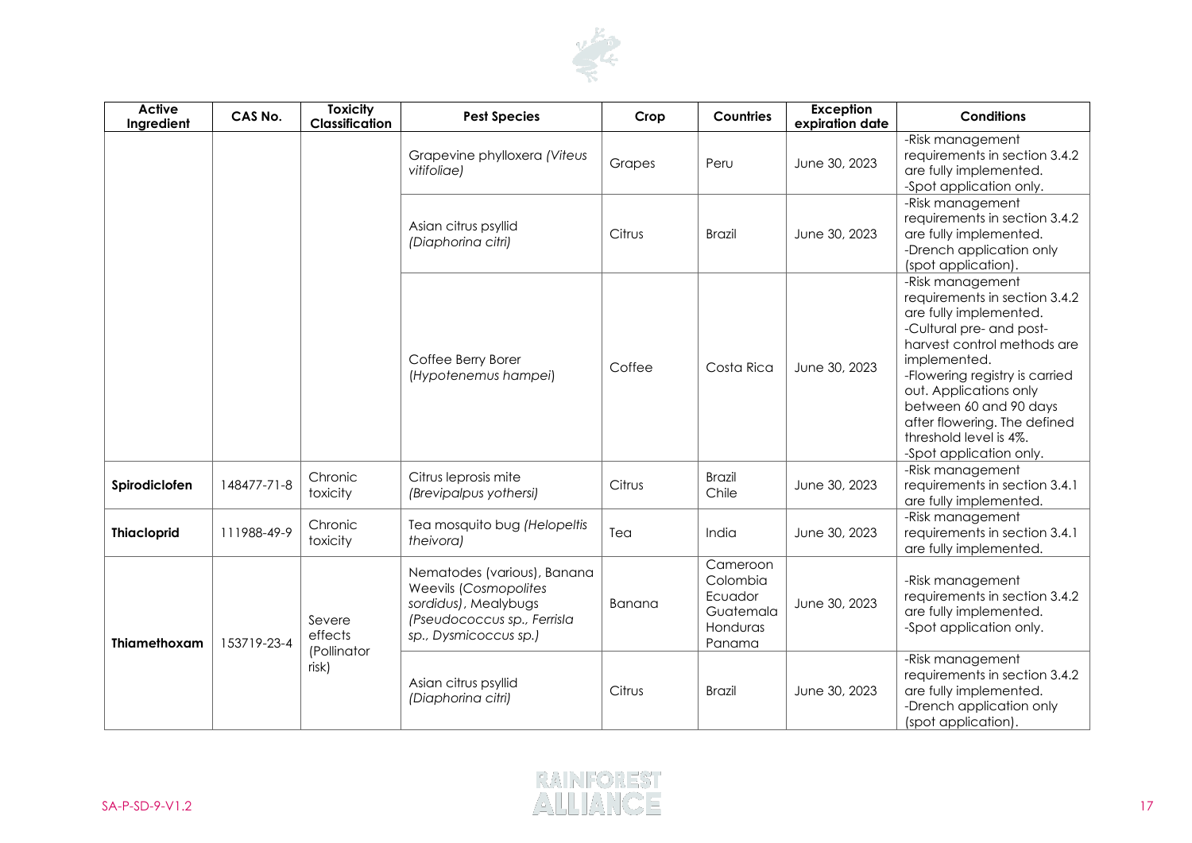| Active Ingredient | CAS No. | Toxicity Classification | Pest Species | Crop | Countries | Exception expiration date | Conditions |
|---|---|---|---|---|---|---|---|
| | | | Grapevine phylloxera *(Viteus vitifoliae)* | Grapes | Peru | June 30, 2023 | -Risk management requirements in section 3.4.2 are fully implemented.<br>-Spot application only. |
| | | | Asian citrus psyllid *(Diaphorina citri)* | Citrus | Brazil | June 30, 2023 | -Risk management requirements in section 3.4.2 are fully implemented.<br>-Drench application only (spot application). |
| | | | Coffee Berry Borer (*Hypotenemus hampei*) | Coffee | Costa Rica | June 30, 2023 | -Risk management requirements in section 3.4.2 are fully implemented.<br>-Cultural pre- and post-harvest control methods are implemented.<br>-Flowering registry is carried out. Applications only between 60 and 90 days after flowering. The defined threshold level is 4%.<br>-Spot application only. |
| **Spirodiclofen** | 148477-71-8 | Chronic toxicity | Citrus leprosis mite *(Brevipalpus yothersi)* | Citrus | Brazil<br>Chile | June 30, 2023 | -Risk management requirements in section 3.4.1 are fully implemented. |
| **Thiacloprid** | 111988-49-9 | Chronic toxicity | Tea mosquito bug *(Helopeltis theivora)* | Tea | India | June 30, 2023 | -Risk management requirements in section 3.4.1 are fully implemented. |
| **Thiamethoxam** | 153719-23-4 | Severe effects (Pollinator risk) | Nematodes (various), Banana Weevils (*Cosmopolites sordidus)*, Mealybugs *(Pseudococcus sp., Ferrisla sp., Dysmicoccus sp.)* | Banana | Cameroon<br>Colombia<br>Ecuador<br>Guatemala<br>Honduras<br>Panama | June 30, 2023 | -Risk management requirements in section 3.4.2 are fully implemented.<br>-Spot application only. |
| | | | Asian citrus psyllid *(Diaphorina citri)* | Citrus | Brazil | June 30, 2023 | -Risk management requirements in section 3.4.2 are fully implemented.<br>-Drench application only (spot application). |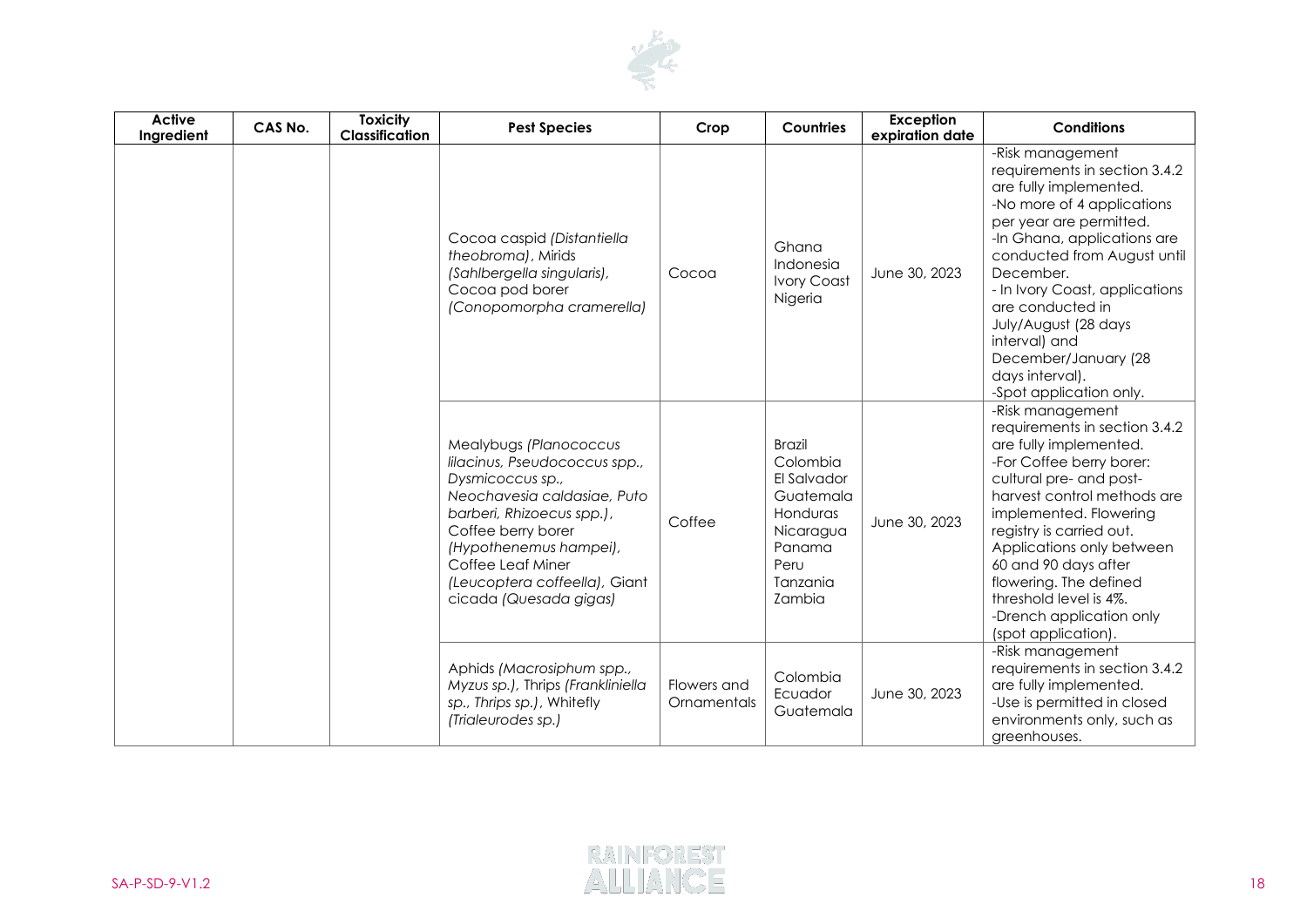| Active Ingredient | CAS No. | Toxicity Classification | Pest Species | Crop | Countries | Exception expiration date | Conditions |
|---|---|---|---|---|---|---|---|
| | | | Cocoa caspid *(Distantiella theobroma)*, Mirids *(Sahlbergella singularis)*, Cocoa pod borer *(Conopomorpha cramerella)* | Cocoa | Ghana<br>Indonesia<br>Ivory Coast<br>Nigeria | June 30, 2023 | -Risk management requirements in section 3.4.2 are fully implemented.<br>-No more of 4 applications per year are permitted.<br>-In Ghana, applications are conducted from August until December.<br>- In Ivory Coast, applications are conducted in July/August (28 days interval) and December/January (28 days interval).<br>-Spot application only. |
| | | | Mealybugs *(Planococcus lilacinus, Pseudococcus spp., Dysmicoccus sp., Neochavesia caldasiae, Puto barberi, Rhizoecus spp.)*, Coffee berry borer *(Hypothenemus hampei)*, Coffee Leaf Miner *(Leucoptera coffeella)*, Giant cicada *(Quesada gigas)* | Coffee | Brazil<br>Colombia<br>El Salvador<br>Guatemala<br>Honduras<br>Nicaragua<br>Panama<br>Peru<br>Tanzania<br>Zambia | June 30, 2023 | -Risk management requirements in section 3.4.2 are fully implemented.<br>-For Coffee berry borer: cultural pre- and post-harvest control methods are implemented. Flowering registry is carried out. Applications only between 60 and 90 days after flowering. The defined threshold level is 4%.<br>-Drench application only (spot application). |
| | | | Aphids *(Macrosiphum spp., Myzus sp.)*, Thrips *(Frankliniella sp., Thrips sp.)*, Whitefly *(Trialeurodes sp.)* | Flowers and Ornamentals | Colombia<br>Ecuador<br>Guatemala | June 30, 2023 | -Risk management requirements in section 3.4.2 are fully implemented.<br>-Use is permitted in closed environments only, such as greenhouses. |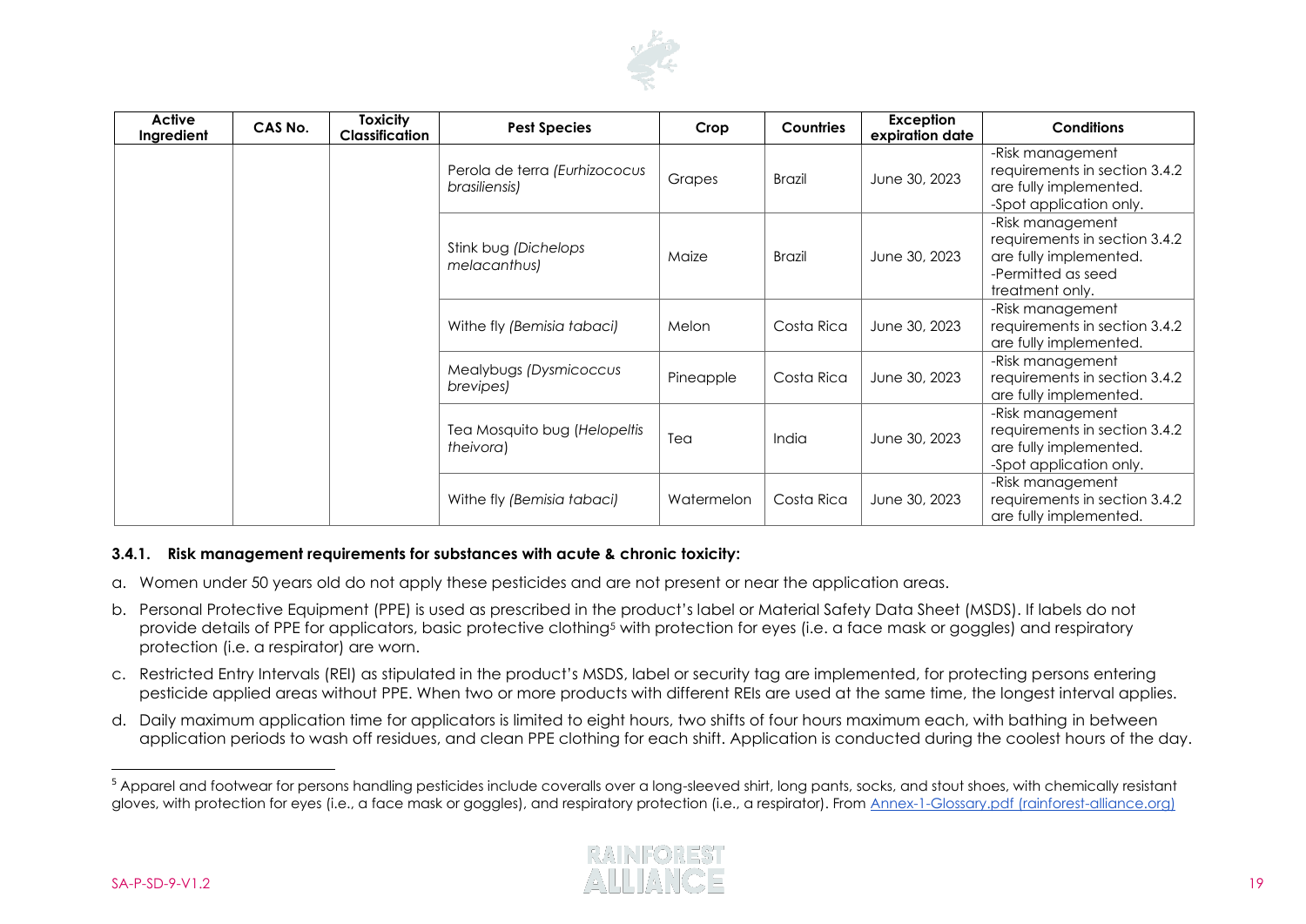| Active Ingredient | CAS No. | Toxicity Classification | Pest Species | Crop | Countries | Exception expiration date | Conditions |
|---|---|---|---|---|---|---|---|
| | | | Perola de terra *(Eurhizococus brasiliensis)* | Grapes | Brazil | June 30, 2023 | -Risk management requirements in section 3.4.2 are fully implemented. -Spot application only. |
| | | | Stink bug *(Dichelops melacanthus)* | Maize | Brazil | June 30, 2023 | -Risk management requirements in section 3.4.2 are fully implemented. -Permitted as seed treatment only. |
| | | | Withe fly *(Bemisia tabaci)* | Melon | Costa Rica | June 30, 2023 | -Risk management requirements in section 3.4.2 are fully implemented. |
| | | | Mealybugs *(Dysmicoccus brevipes)* | Pineapple | Costa Rica | June 30, 2023 | -Risk management requirements in section 3.4.2 are fully implemented. |
| | | | Tea Mosquito bug (*Helopeltis theivora*) | Tea | India | June 30, 2023 | -Risk management requirements in section 3.4.2 are fully implemented. -Spot application only. |
| | | | Withe fly *(Bemisia tabaci)* | Watermelon | Costa Rica | June 30, 2023 | -Risk management requirements in section 3.4.2 are fully implemented. |

### 3.4.1. Risk management requirements for substances with acute & chronic toxicity:

a. Women under 50 years old do not apply these pesticides and are not present or near the application areas.

b. Personal Protective Equipment (PPE) is used as prescribed in the product's label or Material Safety Data Sheet (MSDS). If labels do not provide details of PPE for applicators, basic protective clothing[5] with protection for eyes (i.e. a face mask or goggles) and respiratory protection (i.e. a respirator) are worn.

c. Restricted Entry Intervals (REI) as stipulated in the product's MSDS, label or security tag are implemented, for protecting persons entering pesticide applied areas without PPE. When two or more products with different REIs are used at the same time, the longest interval applies.

d. Daily maximum application time for applicators is limited to eight hours, two shifts of four hours maximum each, with bathing in between application periods to wash off residues, and clean PPE clothing for each shift. Application is conducted during the coolest hours of the day.

---

[5] Apparel and footwear for persons handling pesticides include coveralls over a long-sleeved shirt, long pants, socks, and stout shoes, with chemically resistant gloves, with protection for eyes (i.e., a face mask or goggles), and respiratory protection (i.e., a respirator). From [Annex-1-Glossary.pdf (rainforest-alliance.org)](Annex-1-Glossary.pdf)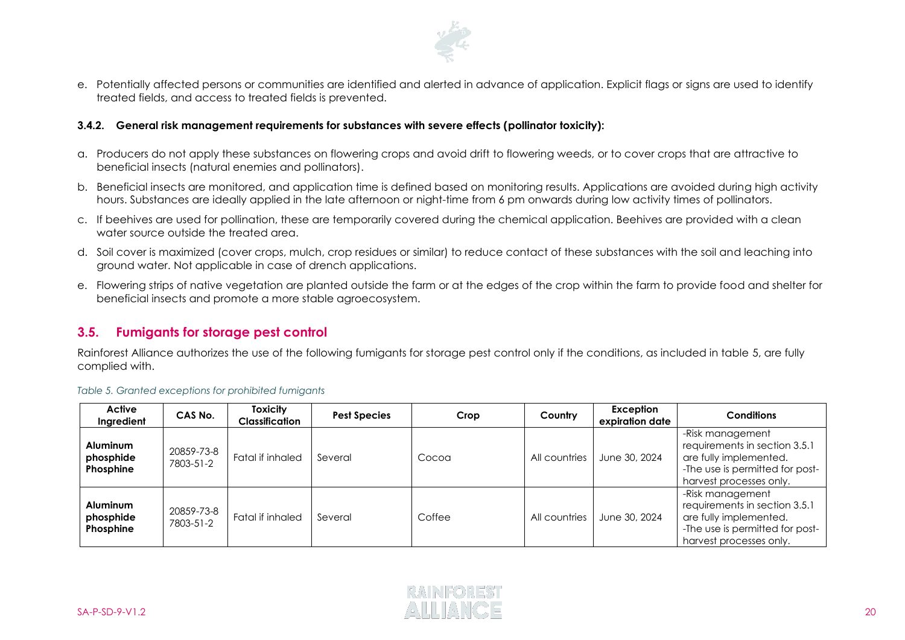e. Potentially affected persons or communities are identified and alerted in advance of application. Explicit flags or signs are used to identify treated fields, and access to treated fields is prevented.

#### 3.4.2. General risk management requirements for substances with severe effects (pollinator toxicity):

a. Producers do not apply these substances on flowering crops and avoid drift to flowering weeds, or to cover crops that are attractive to beneficial insects (natural enemies and pollinators).

b. Beneficial insects are monitored, and application time is defined based on monitoring results. Applications are avoided during high activity hours. Substances are ideally applied in the late afternoon or night-time from 6 pm onwards during low activity times of pollinators.

c. If beehives are used for pollination, these are temporarily covered during the chemical application. Beehives are provided with a clean water source outside the treated area.

d. Soil cover is maximized (cover crops, mulch, crop residues or similar) to reduce contact of these substances with the soil and leaching into ground water. Not applicable in case of drench applications.

e. Flowering strips of native vegetation are planted outside the farm or at the edges of the crop within the farm to provide food and shelter for beneficial insects and promote a more stable agroecosystem.

## 3.5. Fumigants for storage pest control

Rainforest Alliance authorizes the use of the following fumigants for storage pest control only if the conditions, as included in table 5, are fully complied with.

*Table 5. Granted exceptions for prohibited fumigants*

| Active Ingredient | CAS No. | Toxicity Classification | Pest Species | Crop | Country | Exception expiration date | Conditions |
|---|---|---|---|---|---|---|---|
| **Aluminum phosphide Phosphine** | 20859-73-8 7803-51-2 | Fatal if inhaled | Several | Cocoa | All countries | June 30, 2024 | -Risk management requirements in section 3.5.1 are fully implemented. -The use is permitted for post-harvest processes only. |
| **Aluminum phosphide Phosphine** | 20859-73-8 7803-51-2 | Fatal if inhaled | Several | Coffee | All countries | June 30, 2024 | -Risk management requirements in section 3.5.1 are fully implemented. -The use is permitted for post-harvest processes only. |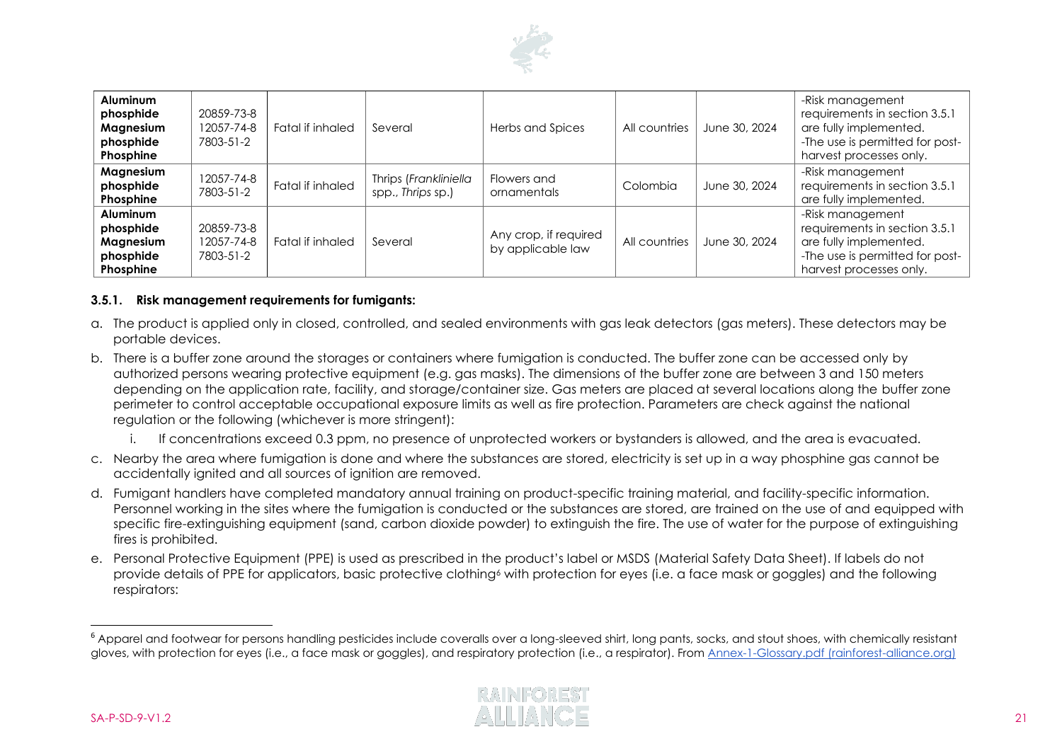| **Aluminum phosphide Magnesium phosphide Phosphine** | 20859-73-8 12057-74-8 7803-51-2 | Fatal if inhaled | Several | Herbs and Spices | All countries | June 30, 2024 | -Risk management requirements in section 3.5.1 are fully implemented. -The use is permitted for post-harvest processes only. |
|---|---|---|---|---|---|---|---|
| **Magnesium phosphide Phosphine** | 12057-74-8 7803-51-2 | Fatal if inhaled | Thrips (*Frankliniella* spp., *Thrips* sp.) | Flowers and ornamentals | Colombia | June 30, 2024 | -Risk management requirements in section 3.5.1 are fully implemented. |
| **Aluminum phosphide Magnesium phosphide Phosphine** | 20859-73-8 12057-74-8 7803-51-2 | Fatal if inhaled | Several | Any crop, if required by applicable law | All countries | June 30, 2024 | -Risk management requirements in section 3.5.1 are fully implemented. -The use is permitted for post-harvest processes only. |

#### 3.5.1. Risk management requirements for fumigants:

a. The product is applied only in closed, controlled, and sealed environments with gas leak detectors (gas meters). These detectors may be portable devices.

b. There is a buffer zone around the storages or containers where fumigation is conducted. The buffer zone can be accessed only by authorized persons wearing protective equipment (e.g. gas masks). The dimensions of the buffer zone are between 3 and 150 meters depending on the application rate, facility, and storage/container size. Gas meters are placed at several locations along the buffer zone perimeter to control acceptable occupational exposure limits as well as fire protection. Parameters are check against the national regulation or the following (whichever is more stringent):

   i. If concentrations exceed 0.3 ppm, no presence of unprotected workers or bystanders is allowed, and the area is evacuated.

c. Nearby the area where fumigation is done and where the substances are stored, electricity is set up in a way phosphine gas cannot be accidentally ignited and all sources of ignition are removed.

d. Fumigant handlers have completed mandatory annual training on product-specific training material, and facility-specific information. Personnel working in the sites where the fumigation is conducted or the substances are stored, are trained on the use of and equipped with specific fire-extinguishing equipment (sand, carbon dioxide powder) to extinguish the fire. The use of water for the purpose of extinguishing fires is prohibited.

e. Personal Protective Equipment (PPE) is used as prescribed in the product's label or MSDS (Material Safety Data Sheet). If labels do not provide details of PPE for applicators, basic protective clothing[6] with protection for eyes (i.e. a face mask or goggles) and the following respirators:

[6] Apparel and footwear for persons handling pesticides include coveralls over a long-sleeved shirt, long pants, socks, and stout shoes, with chemically resistant gloves, with protection for eyes (i.e., a face mask or goggles), and respiratory protection (i.e., a respirator). From [Annex-1-Glossary.pdf (rainforest-alliance.org)](Annex-1-Glossary.pdf)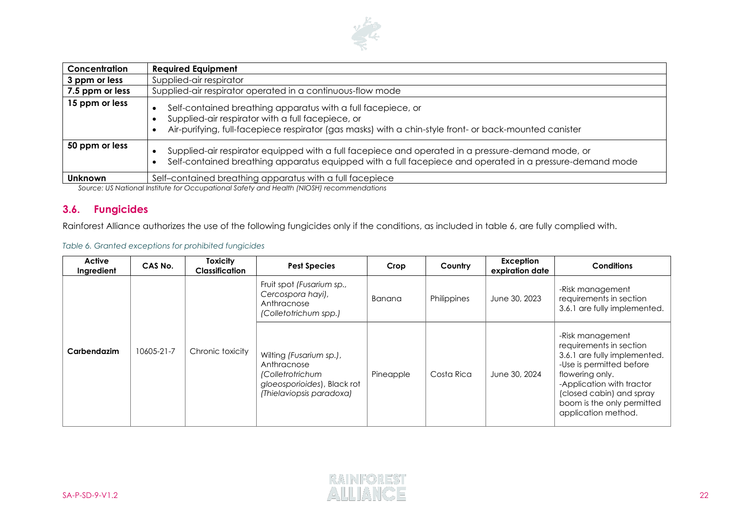| Concentration | Required Equipment |
|---|---|
| **3 ppm or less** | Supplied-air respirator |
| **7.5 ppm or less** | Supplied-air respirator operated in a continuous-flow mode |
| **15 ppm or less** | • Self-contained breathing apparatus with a full facepiece, or<br>• Supplied-air respirator with a full facepiece, or<br>• Air-purifying, full-facepiece respirator (gas masks) with a chin-style front- or back-mounted canister |
| **50 ppm or less** | • Supplied-air respirator equipped with a full facepiece and operated in a pressure-demand mode, or<br>• Self-contained breathing apparatus equipped with a full facepiece and operated in a pressure-demand mode |
| **Unknown** | Self–contained breathing apparatus with a full facepiece |

*Source: US National Institute for Occupational Safety and Health (NIOSH) recommendations*

## 3.6. Fungicides

Rainforest Alliance authorizes the use of the following fungicides only if the conditions, as included in table 6, are fully complied with.

*Table 6. Granted exceptions for prohibited fungicides*

| Active Ingredient | CAS No. | Toxicity Classification | Pest Species | Crop | Country | Exception expiration date | Conditions |
|---|---|---|---|---|---|---|---|
| **Carbendazim** | 10605-21-7 | Chronic toxicity | Fruit spot *(Fusarium sp., Cercospora hayi)*, Anthracnose *(Colletotrichum spp.)* | Banana | Philippines | June 30, 2023 | -Risk management requirements in section 3.6.1 are fully implemented. |
| | | | Wilting *(Fusarium sp.)*, Anthracnose *(Colletrotrichum gloeosporioides)*, Black rot *(Thielaviopsis paradoxa)* | Pineapple | Costa Rica | June 30, 2024 | -Risk management requirements in section 3.6.1 are fully implemented.<br>-Use is permitted before flowering only.<br>-Application with tractor (closed cabin) and spray boom is the only permitted application method. |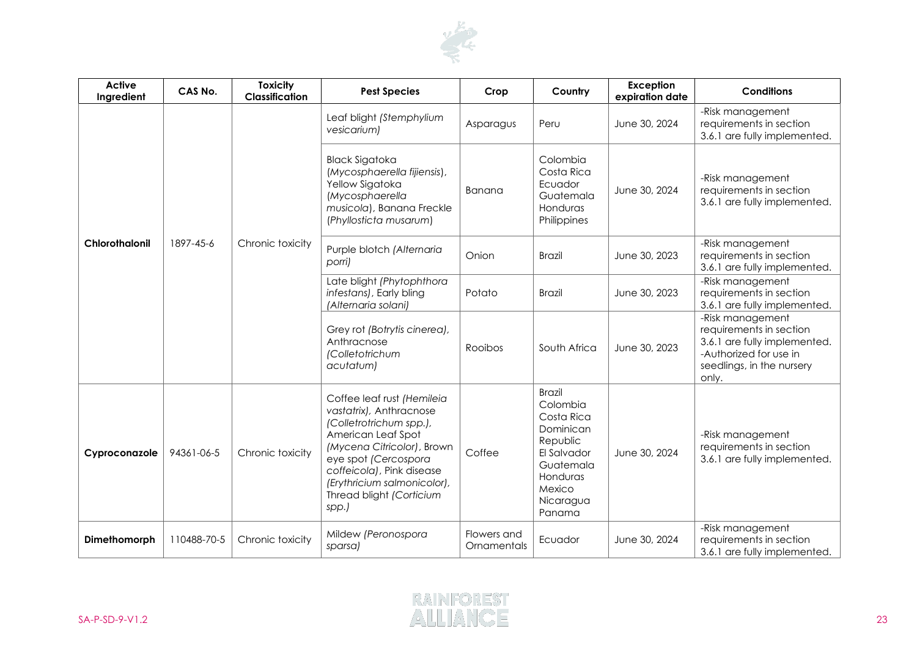| Active Ingredient | CAS No. | Toxicity Classification | Pest Species | Crop | Country | Exception expiration date | Conditions |
|---|---|---|---|---|---|---|---|
| **Chlorothalonil** | 1897-45-6 | Chronic toxicity | Leaf blight *(Stemphylium vesicarium)* | Asparagus | Peru | June 30, 2024 | -Risk management requirements in section 3.6.1 are fully implemented. |
| | | | Black Sigatoka (*Mycosphaerella fijiensis*), Yellow Sigatoka (*Mycosphaerella musicola*), Banana Freckle (*Phyllosticta musarum*) | Banana | Colombia<br>Costa Rica<br>Ecuador<br>Guatemala<br>Honduras<br>Philippines | June 30, 2024 | -Risk management requirements in section 3.6.1 are fully implemented. |
| | | | Purple blotch *(Alternaria porri)* | Onion | Brazil | June 30, 2023 | -Risk management requirements in section 3.6.1 are fully implemented. |
| | | | Late blight *(Phytophthora infestans)*, Early bling *(Alternaria solani)* | Potato | Brazil | June 30, 2023 | -Risk management requirements in section 3.6.1 are fully implemented. |
| | | | Grey rot *(Botrytis cinerea)*, Anthracnose *(Colletotrichum acutatum)* | Rooibos | South Africa | June 30, 2023 | -Risk management requirements in section 3.6.1 are fully implemented.<br>-Authorized for use in seedlings, in the nursery only. |
| **Cyproconazole** | 94361-06-5 | Chronic toxicity | Coffee leaf rust *(Hemileia vastatrix)*, Anthracnose *(Colletrotrichum spp.)*, American Leaf Spot *(Mycena Citricolor)*, Brown eye spot *(Cercospora coffeicola)*, Pink disease *(Erythricium salmonicolor)*, Thread blight *(Corticium spp.)* | Coffee | Brazil<br>Colombia<br>Costa Rica<br>Dominican Republic<br>El Salvador<br>Guatemala<br>Honduras<br>Mexico<br>Nicaragua<br>Panama | June 30, 2024 | -Risk management requirements in section 3.6.1 are fully implemented. |
| **Dimethomorph** | 110488-70-5 | Chronic toxicity | Mildew *(Peronospora sparsa)* | Flowers and Ornamentals | Ecuador | June 30, 2024 | -Risk management requirements in section 3.6.1 are fully implemented. |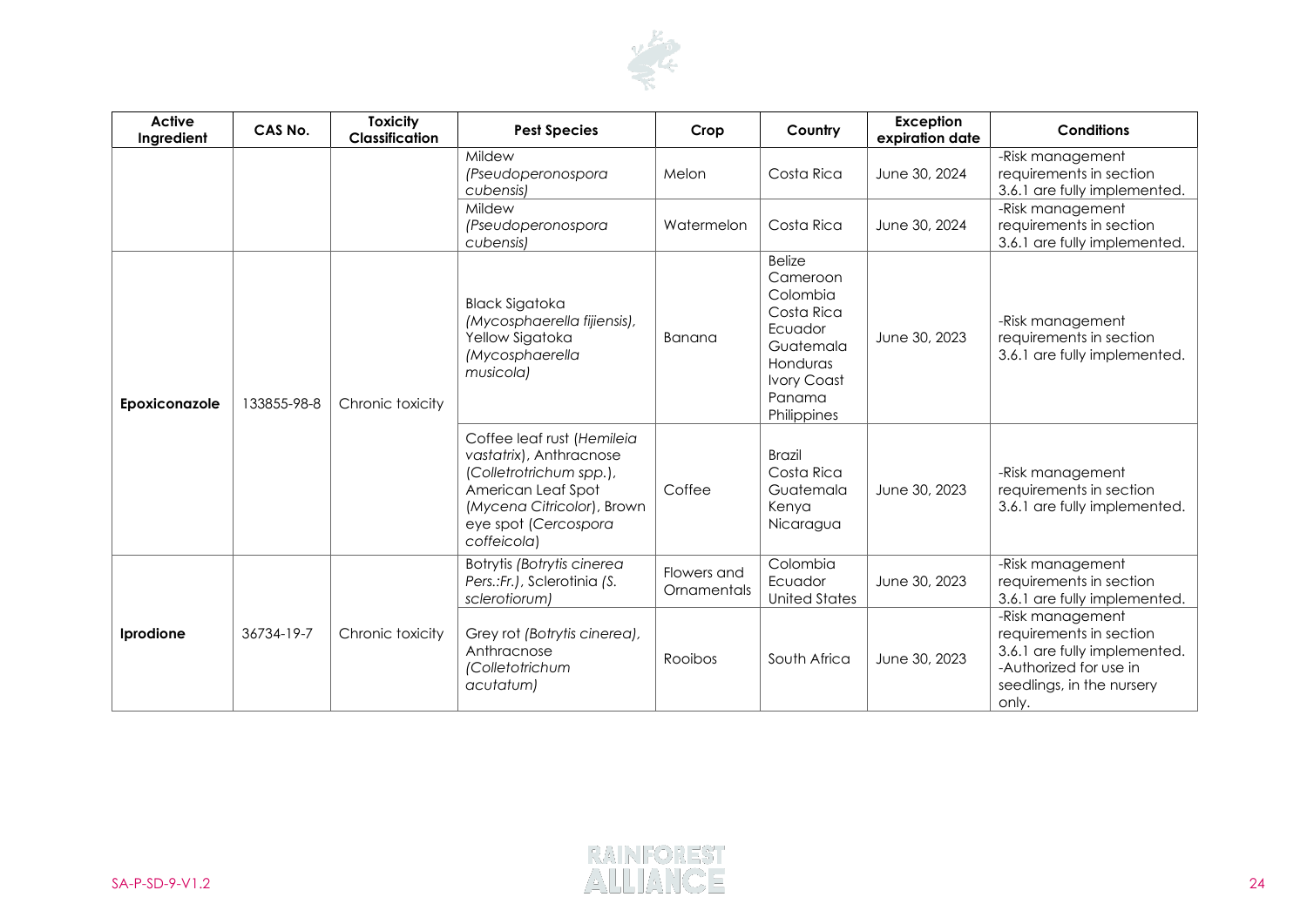| Active Ingredient | CAS No. | Toxicity Classification | Pest Species | Crop | Country | Exception expiration date | Conditions |
|---|---|---|---|---|---|---|---|
| | | | Mildew *(Pseudoperonospora cubensis)* | Melon | Costa Rica | June 30, 2024 | -Risk management requirements in section 3.6.1 are fully implemented. |
| | | | Mildew *(Pseudoperonospora cubensis)* | Watermelon | Costa Rica | June 30, 2024 | -Risk management requirements in section 3.6.1 are fully implemented. |
| **Epoxiconazole** | 133855-98-8 | Chronic toxicity | Black Sigatoka *(Mycosphaerella fijiensis)*, Yellow Sigatoka *(Mycosphaerella musicola)* | Banana | Belize<br>Cameroon<br>Colombia<br>Costa Rica<br>Ecuador<br>Guatemala<br>Honduras<br>Ivory Coast<br>Panama<br>Philippines | June 30, 2023 | -Risk management requirements in section 3.6.1 are fully implemented. |
| | | | Coffee leaf rust (*Hemileia vastatrix*), Anthracnose (*Colletrotrichum spp.*), American Leaf Spot (*Mycena Citricolor*), Brown eye spot (*Cercospora coffeicola*) | Coffee | Brazil<br>Costa Rica<br>Guatemala<br>Kenya<br>Nicaragua | June 30, 2023 | -Risk management requirements in section 3.6.1 are fully implemented. |
| **Iprodione** | 36734-19-7 | Chronic toxicity | Botrytis *(Botrytis cinerea Pers.:Fr.)*, Sclerotinia *(S. sclerotiorum)* | Flowers and Ornamentals | Colombia<br>Ecuador<br>United States | June 30, 2023 | -Risk management requirements in section 3.6.1 are fully implemented. |
| | | | Grey rot *(Botrytis cinerea)*, Anthracnose *(Colletotrichum acutatum)* | Rooibos | South Africa | June 30, 2023 | -Risk management requirements in section 3.6.1 are fully implemented.<br>-Authorized for use in seedlings, in the nursery only. |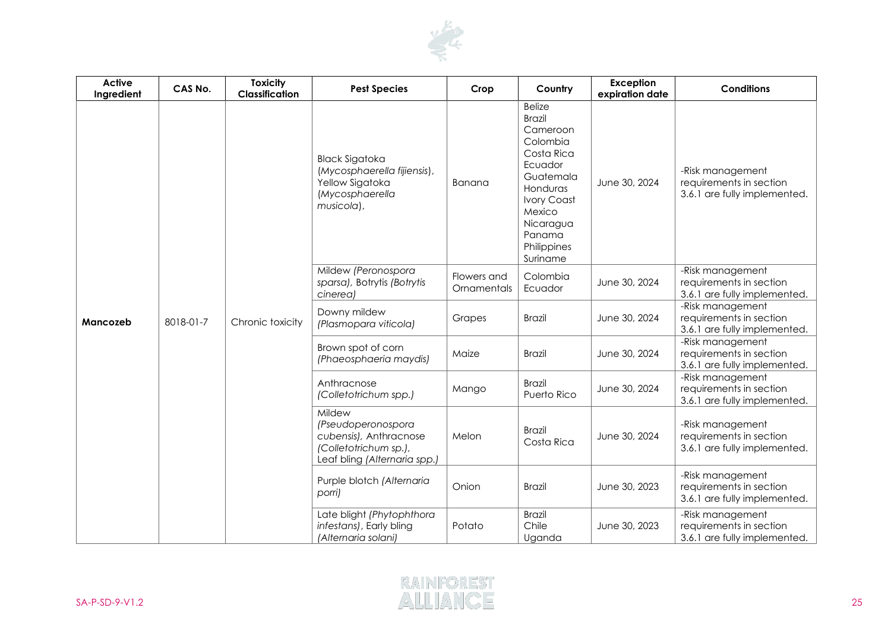| Active Ingredient | CAS No. | Toxicity Classification | Pest Species | Crop | Country | Exception expiration date | Conditions |
|---|---|---|---|---|---|---|---|
| **Mancozeb** | 8018-01-7 | Chronic toxicity | Black Sigatoka (*Mycosphaerella fijiensis*), Yellow Sigatoka (*Mycosphaerella musicola*), | Banana | Belize<br>Brazil<br>Cameroon<br>Colombia<br>Costa Rica<br>Ecuador<br>Guatemala<br>Honduras<br>Ivory Coast<br>Mexico<br>Nicaragua<br>Panama<br>Philippines<br>Suriname | June 30, 2024 | -Risk management requirements in section 3.6.1 are fully implemented. |
| | | | Mildew *(Peronospora sparsa)*, Botrytis *(Botrytis cinerea)* | Flowers and Ornamentals | Colombia<br>Ecuador | June 30, 2024 | -Risk management requirements in section 3.6.1 are fully implemented. |
| | | | Downy mildew *(Plasmopara viticola)* | Grapes | Brazil | June 30, 2024 | -Risk management requirements in section 3.6.1 are fully implemented. |
| | | | Brown spot of corn *(Phaeosphaeria maydis)* | Maize | Brazil | June 30, 2024 | -Risk management requirements in section 3.6.1 are fully implemented. |
| | | | Anthracnose *(Colletotrichum spp.)* | Mango | Brazil<br>Puerto Rico | June 30, 2024 | -Risk management requirements in section 3.6.1 are fully implemented. |
| | | | Mildew *(Pseudoperonospora cubensis)*, Anthracnose *(Colletotrichum sp.)*, Leaf bling *(Alternaria spp.)* | Melon | Brazil<br>Costa Rica | June 30, 2024 | -Risk management requirements in section 3.6.1 are fully implemented. |
| | | | Purple blotch *(Alternaria porri)* | Onion | Brazil | June 30, 2023 | -Risk management requirements in section 3.6.1 are fully implemented. |
| | | | Late blight *(Phytophthora infestans)*, Early bling *(Alternaria solani)* | Potato | Brazil<br>Chile<br>Uganda | June 30, 2023 | -Risk management requirements in section 3.6.1 are fully implemented. |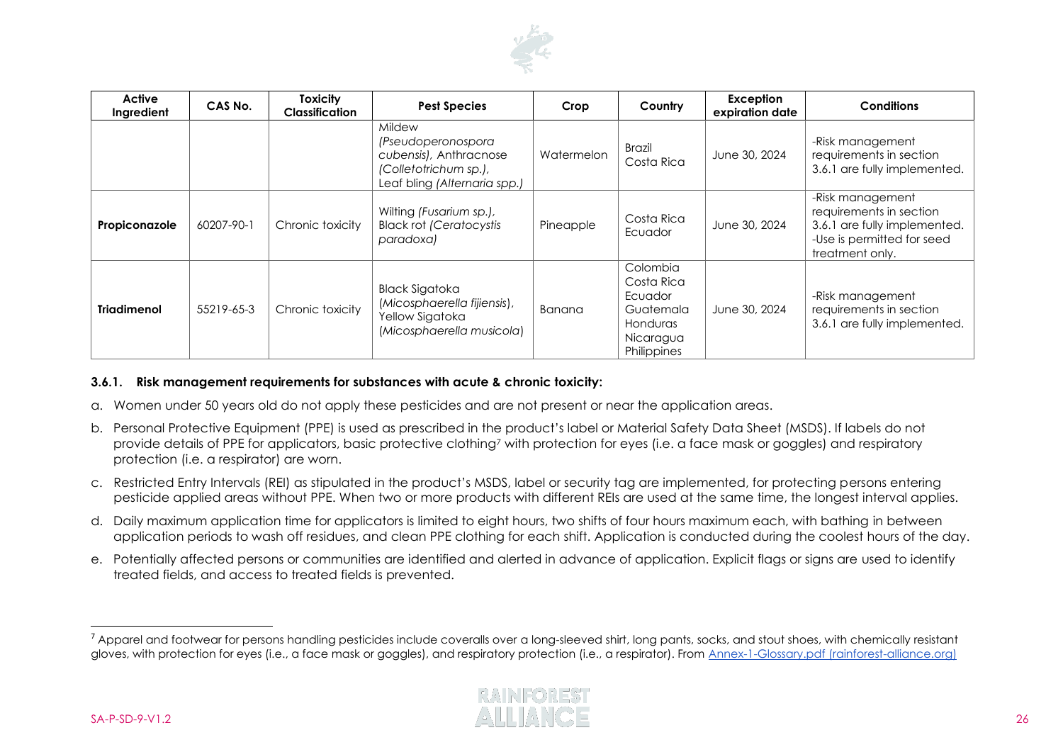| Active Ingredient | CAS No. | Toxicity Classification | Pest Species | Crop | Country | Exception expiration date | Conditions |
|---|---|---|---|---|---|---|---|
| | | | Mildew *(Pseudoperonospora cubensis)*, Anthracnose *(Colletotrichum sp.)*, Leaf bling *(Alternaria spp.)* | Watermelon | Brazil Costa Rica | June 30, 2024 | -Risk management requirements in section 3.6.1 are fully implemented. |
| **Propiconazole** | 60207-90-1 | Chronic toxicity | Wilting *(Fusarium sp.)*, Black rot *(Ceratocystis paradoxa)* | Pineapple | Costa Rica Ecuador | June 30, 2024 | -Risk management requirements in section 3.6.1 are fully implemented. -Use is permitted for seed treatment only. |
| **Triadimenol** | 55219-65-3 | Chronic toxicity | Black Sigatoka (*Micosphaerella fijiensis*), Yellow Sigatoka (*Micosphaerella musicola*) | Banana | Colombia Costa Rica Ecuador Guatemala Honduras Nicaragua Philippines | June 30, 2024 | -Risk management requirements in section 3.6.1 are fully implemented. |

### 3.6.1. Risk management requirements for substances with acute & chronic toxicity:

a. Women under 50 years old do not apply these pesticides and are not present or near the application areas.

b. Personal Protective Equipment (PPE) is used as prescribed in the product's label or Material Safety Data Sheet (MSDS). If labels do not provide details of PPE for applicators, basic protective clothing[7] with protection for eyes (i.e. a face mask or goggles) and respiratory protection (i.e. a respirator) are worn.

c. Restricted Entry Intervals (REI) as stipulated in the product's MSDS, label or security tag are implemented, for protecting persons entering pesticide applied areas without PPE. When two or more products with different REIs are used at the same time, the longest interval applies.

d. Daily maximum application time for applicators is limited to eight hours, two shifts of four hours maximum each, with bathing in between application periods to wash off residues, and clean PPE clothing for each shift. Application is conducted during the coolest hours of the day.

e. Potentially affected persons or communities are identified and alerted in advance of application. Explicit flags or signs are used to identify treated fields, and access to treated fields is prevented.

---

[7] Apparel and footwear for persons handling pesticides include coveralls over a long-sleeved shirt, long pants, socks, and stout shoes, with chemically resistant gloves, with protection for eyes (i.e., a face mask or goggles), and respiratory protection (i.e., a respirator). From [Annex-1-Glossary.pdf (rainforest-alliance.org)](Annex-1-Glossary.pdf)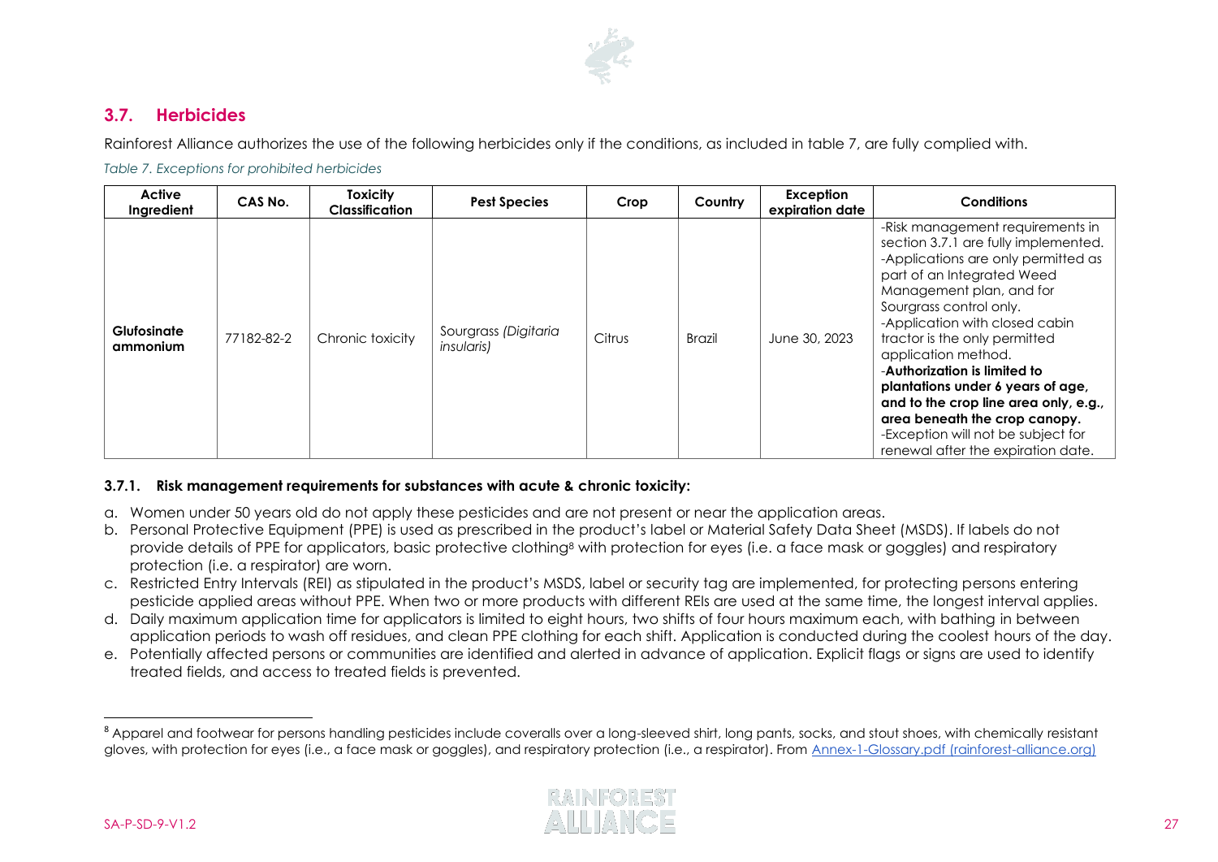## 3.7. Herbicides

Rainforest Alliance authorizes the use of the following herbicides only if the conditions, as included in table 7, are fully complied with.

*Table 7. Exceptions for prohibited herbicides*

| Active Ingredient | CAS No. | Toxicity Classification | Pest Species | Crop | Country | Exception expiration date | Conditions |
|---|---|---|---|---|---|---|---|
| **Glufosinate ammonium** | 77182-82-2 | Chronic toxicity | Sourgrass *(Digitaria insularis)* | Citrus | Brazil | June 30, 2023 | -Risk management requirements in section 3.7.1 are fully implemented.<br>-Applications are only permitted as part of an Integrated Weed Management plan, and for Sourgrass control only.<br>-Application with closed cabin tractor is the only permitted application method.<br>-**Authorization is limited to plantations under 6 years of age, and to the crop line area only, e.g., area beneath the crop canopy.**<br>-Exception will not be subject for renewal after the expiration date. |

### 3.7.1. Risk management requirements for substances with acute & chronic toxicity:

a. Women under 50 years old do not apply these pesticides and are not present or near the application areas.
b. Personal Protective Equipment (PPE) is used as prescribed in the product's label or Material Safety Data Sheet (MSDS). If labels do not provide details of PPE for applicators, basic protective clothing[8] with protection for eyes (i.e. a face mask or goggles) and respiratory protection (i.e. a respirator) are worn.
c. Restricted Entry Intervals (REI) as stipulated in the product's MSDS, label or security tag are implemented, for protecting persons entering pesticide applied areas without PPE. When two or more products with different REIs are used at the same time, the longest interval applies.
d. Daily maximum application time for applicators is limited to eight hours, two shifts of four hours maximum each, with bathing in between application periods to wash off residues, and clean PPE clothing for each shift. Application is conducted during the coolest hours of the day.
e. Potentially affected persons or communities are identified and alerted in advance of application. Explicit flags or signs are used to identify treated fields, and access to treated fields is prevented.

---

[8] Apparel and footwear for persons handling pesticides include coveralls over a long-sleeved shirt, long pants, socks, and stout shoes, with chemically resistant gloves, with protection for eyes (i.e., a face mask or goggles), and respiratory protection (i.e., a respirator). From Annex-1-Glossary.pdf (rainforest-alliance.org)